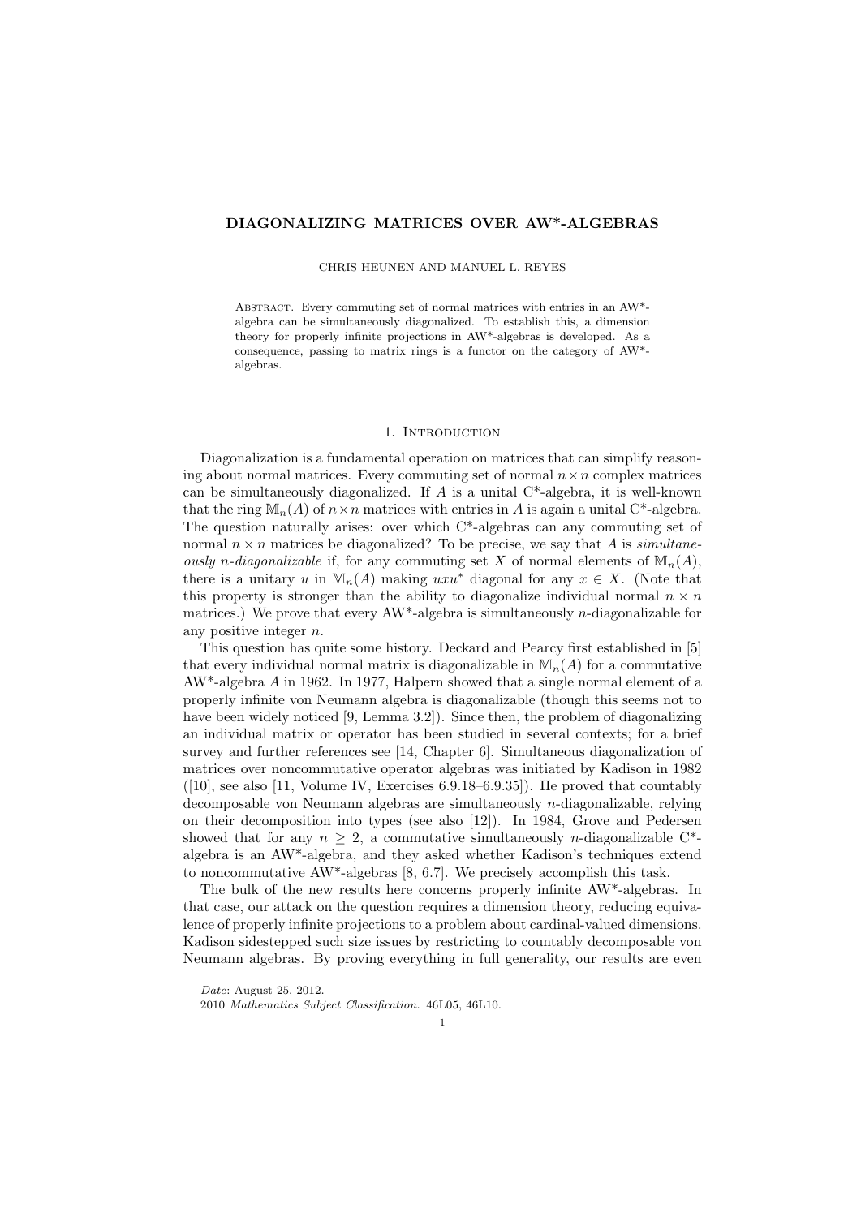# DIAGONALIZING MATRICES OVER AW*-ALGEBRAS

CHRIS HEUNEN AND MANUEL L. REYES

Abstract. Every commuting set of normal matrices with entries in an AW*-algebra can be simultaneously diagonalized. To establish this, a dimension theory for properly infinite projections in AW*-algebras is developed. As a consequence, passing to matrix rings is a functor on the category of AW*-algebras.

## 1. Introduction

Diagonalization is a fundamental operation on matrices that can simplify reasoning about normal matrices. Every commuting set of normal $n \times n$ complex matrices can be simultaneously diagonalized. If $A$ is a unital C*-algebra, it is well-known that the ring $\mathbb{M}_n(A)$ of $n \times n$ matrices with entries in $A$ is again a unital C*-algebra. The question naturally arises: over which C*-algebras can any commuting set of normal $n \times n$ matrices be diagonalized? To be precise, we say that $A$ is *simultaneously n-diagonalizable* if, for any commuting set $X$ of normal elements of $\mathbb{M}_n(A)$, there is a unitary $u$ in $\mathbb{M}_n(A)$ making $uxu^*$ diagonal for any $x \in X$. (Note that this property is stronger than the ability to diagonalize individual normal $n \times n$ matrices.) We prove that every AW*-algebra is simultaneously $n$-diagonalizable for any positive integer $n$.

This question has quite some history. Deckard and Pearcy first established in [5] that every individual normal matrix is diagonalizable in $\mathbb{M}_n(A)$ for a commutative AW*-algebra $A$ in 1962. In 1977, Halpern showed that a single normal element of a properly infinite von Neumann algebra is diagonalizable (though this seems not to have been widely noticed [9, Lemma 3.2]). Since then, the problem of diagonalizing an individual matrix or operator has been studied in several contexts; for a brief survey and further references see [14, Chapter 6]. Simultaneous diagonalization of matrices over noncommutative operator algebras was initiated by Kadison in 1982 ([10], see also [11, Volume IV, Exercises 6.9.18–6.9.35]). He proved that countably decomposable von Neumann algebras are simultaneously $n$-diagonalizable, relying on their decomposition into types (see also [12]). In 1984, Grove and Pedersen showed that for any $n \geq 2$, a commutative simultaneously $n$-diagonalizable C*-algebra is an AW*-algebra, and they asked whether Kadison's techniques extend to noncommutative AW*-algebras [8, 6.7]. We precisely accomplish this task.

The bulk of the new results here concerns properly infinite AW*-algebras. In that case, our attack on the question requires a dimension theory, reducing equivalence of properly infinite projections to a problem about cardinal-valued dimensions. Kadison sidestepped such size issues by restricting to countably decomposable von Neumann algebras. By proving everything in full generality, our results are even

*Date*: August 25, 2012.

2010 *Mathematics Subject Classification.* 46L05, 46L10.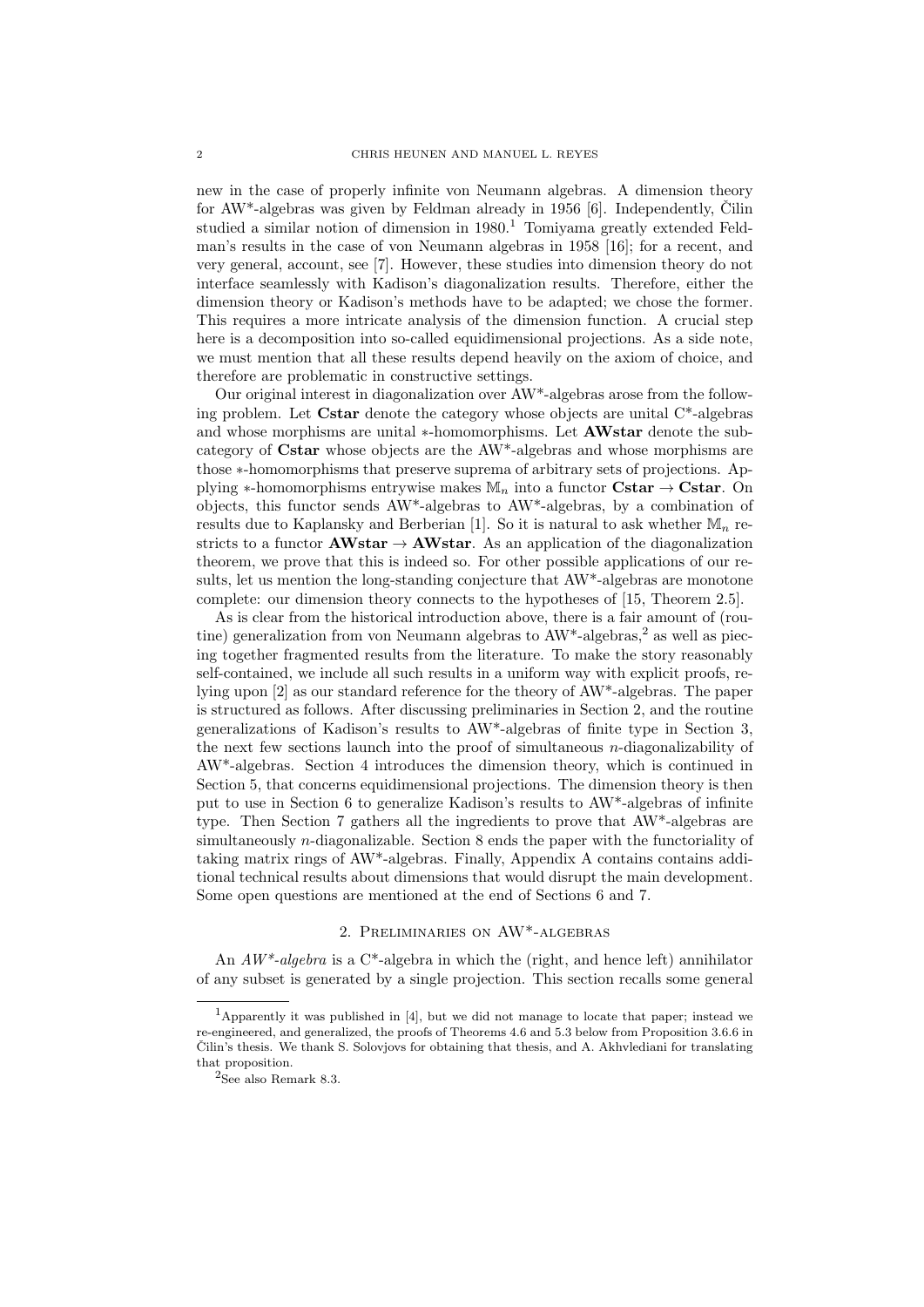new in the case of properly infinite von Neumann algebras. A dimension theory for AW\*-algebras was given by Feldman already in 1956 [6]. Independently, Čilin studied a similar notion of dimension in 1980.[1] Tomiyama greatly extended Feldman's results in the case of von Neumann algebras in 1958 [16]; for a recent, and very general, account, see [7]. However, these studies into dimension theory do not interface seamlessly with Kadison's diagonalization results. Therefore, either the dimension theory or Kadison's methods have to be adapted; we chose the former. This requires a more intricate analysis of the dimension function. A crucial step here is a decomposition into so-called equidimensional projections. As a side note, we must mention that all these results depend heavily on the axiom of choice, and therefore are problematic in constructive settings.

Our original interest in diagonalization over AW\*-algebras arose from the following problem. Let **Cstar** denote the category whose objects are unital C\*-algebras and whose morphisms are unital ∗-homomorphisms. Let **AWstar** denote the subcategory of **Cstar** whose objects are the AW\*-algebras and whose morphisms are those ∗-homomorphisms that preserve suprema of arbitrary sets of projections. Applying ∗-homomorphisms entrywise makes $\mathbb{M}_n$ into a functor $\mathbf{Cstar} \to \mathbf{Cstar}$. On objects, this functor sends AW\*-algebras to AW\*-algebras, by a combination of results due to Kaplansky and Berberian [1]. So it is natural to ask whether $\mathbb{M}_n$ restricts to a functor $\mathbf{AWstar} \to \mathbf{AWstar}$. As an application of the diagonalization theorem, we prove that this is indeed so. For other possible applications of our results, let us mention the long-standing conjecture that AW\*-algebras are monotone complete: our dimension theory connects to the hypotheses of [15, Theorem 2.5].

As is clear from the historical introduction above, there is a fair amount of (routine) generalization from von Neumann algebras to AW\*-algebras,[2] as well as piecing together fragmented results from the literature. To make the story reasonably self-contained, we include all such results in a uniform way with explicit proofs, relying upon [2] as our standard reference for the theory of AW\*-algebras. The paper is structured as follows. After discussing preliminaries in Section 2, and the routine generalizations of Kadison's results to AW\*-algebras of finite type in Section 3, the next few sections launch into the proof of simultaneous $n$-diagonalizability of AW\*-algebras. Section 4 introduces the dimension theory, which is continued in Section 5, that concerns equidimensional projections. The dimension theory is then put to use in Section 6 to generalize Kadison's results to AW\*-algebras of infinite type. Then Section 7 gathers all the ingredients to prove that AW\*-algebras are simultaneously $n$-diagonalizable. Section 8 ends the paper with the functoriality of taking matrix rings of AW\*-algebras. Finally, Appendix A contains contains additional technical results about dimensions that would disrupt the main development. Some open questions are mentioned at the end of Sections 6 and 7.

## 2. Preliminaries on AW\*-algebras

An *AW\*-algebra* is a C\*-algebra in which the (right, and hence left) annihilator of any subset is generated by a single projection. This section recalls some general

---

[1] Apparently it was published in [4], but we did not manage to locate that paper; instead we re-engineered, and generalized, the proofs of Theorems 4.6 and 5.3 below from Proposition 3.6.6 in Čilin's thesis. We thank S. Solovjovs for obtaining that thesis, and A. Akhvlediani for translating that proposition.

[2] See also Remark 8.3.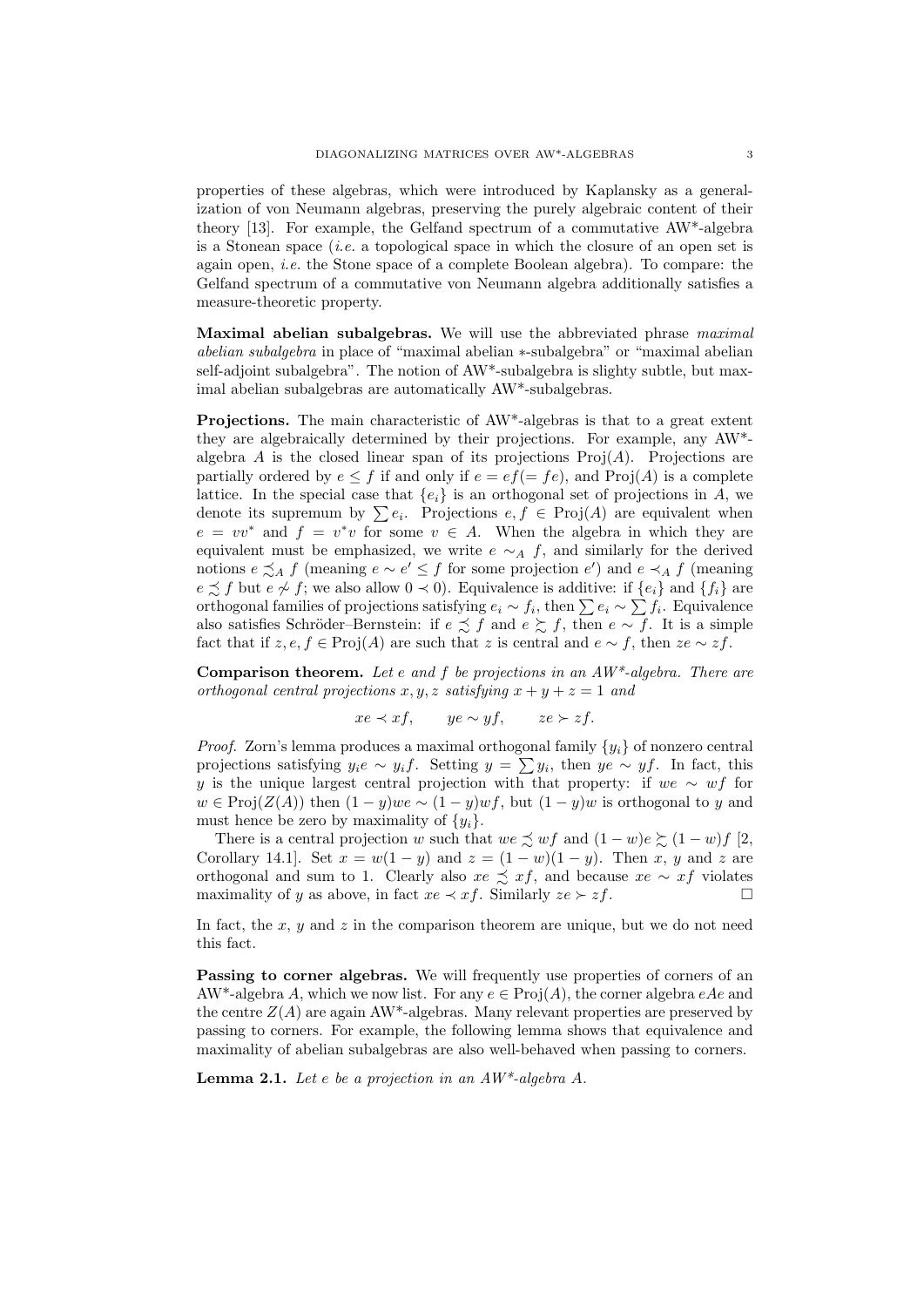properties of these algebras, which were introduced by Kaplansky as a generalization of von Neumann algebras, preserving the purely algebraic content of their theory [13]. For example, the Gelfand spectrum of a commutative AW*-algebra is a Stonean space (*i.e.* a topological space in which the closure of an open set is again open, *i.e.* the Stone space of a complete Boolean algebra). To compare: the Gelfand spectrum of a commutative von Neumann algebra additionally satisfies a measure-theoretic property.

**Maximal abelian subalgebras.** We will use the abbreviated phrase *maximal abelian subalgebra* in place of "maximal abelian $*$-subalgebra" or "maximal abelian self-adjoint subalgebra". The notion of AW*-subalgebra is slighty subtle, but maximal abelian subalgebras are automatically AW*-subalgebras.

**Projections.** The main characteristic of AW*-algebras is that to a great extent they are algebraically determined by their projections. For example, any AW*-algebra $A$ is the closed linear span of its projections $\mathrm{Proj}(A)$. Projections are partially ordered by $e \leq f$ if and only if $e = ef (= fe)$, and $\mathrm{Proj}(A)$ is a complete lattice. In the special case that $\{e_i\}$ is an orthogonal set of projections in $A$, we denote its supremum by $\sum e_i$. Projections $e, f \in \mathrm{Proj}(A)$ are equivalent when $e = vv^*$ and $f = v^*v$ for some $v \in A$. When the algebra in which they are equivalent must be emphasized, we write $e \sim_A f$, and similarly for the derived notions $e \precsim_A f$ (meaning $e \sim e' \leq f$ for some projection $e'$) and $e \prec_A f$ (meaning $e \precsim f$ but $e \not\sim f$; we also allow $0 \prec 0$). Equivalence is additive: if $\{e_i\}$ and $\{f_i\}$ are orthogonal families of projections satisfying $e_i \sim f_i$, then $\sum e_i \sim \sum f_i$. Equivalence also satisfies Schröder–Bernstein: if $e \precsim f$ and $e \succsim f$, then $e \sim f$. It is a simple fact that if $z, e, f \in \mathrm{Proj}(A)$ are such that $z$ is central and $e \sim f$, then $ze \sim zf$.

**Comparison theorem.** *Let $e$ and $f$ be projections in an AW\*-algebra. There are orthogonal central projections $x, y, z$ satisfying $x + y + z = 1$ and*

$$xe \prec xf, \qquad ye \sim yf, \qquad ze \succ zf.$$

*Proof.* Zorn's lemma produces a maximal orthogonal family $\{y_i\}$ of nonzero central projections satisfying $y_i e \sim y_i f$. Setting $y = \sum y_i$, then $ye \sim yf$. In fact, this $y$ is the unique largest central projection with that property: if $we \sim wf$ for $w \in \mathrm{Proj}(Z(A))$ then $(1-y)we \sim (1-y)wf$, but $(1-y)w$ is orthogonal to $y$ and must hence be zero by maximality of $\{y_i\}$.

There is a central projection $w$ such that $we \precsim wf$ and $(1-w)e \succsim (1-w)f$ [2, Corollary 14.1]. Set $x = w(1-y)$ and $z = (1-w)(1-y)$. Then $x$, $y$ and $z$ are orthogonal and sum to 1. Clearly also $xe \precsim xf$, and because $xe \sim xf$ violates maximality of $y$ as above, in fact $xe \prec xf$. Similarly $ze \succ zf$. $\square$

In fact, the $x$, $y$ and $z$ in the comparison theorem are unique, but we do not need this fact.

**Passing to corner algebras.** We will frequently use properties of corners of an AW*-algebra $A$, which we now list. For any $e \in \mathrm{Proj}(A)$, the corner algebra $eAe$ and the centre $Z(A)$ are again AW*-algebras. Many relevant properties are preserved by passing to corners. For example, the following lemma shows that equivalence and maximality of abelian subalgebras are also well-behaved when passing to corners.

**Lemma 2.1.** *Let $e$ be a projection in an AW\*-algebra $A$.*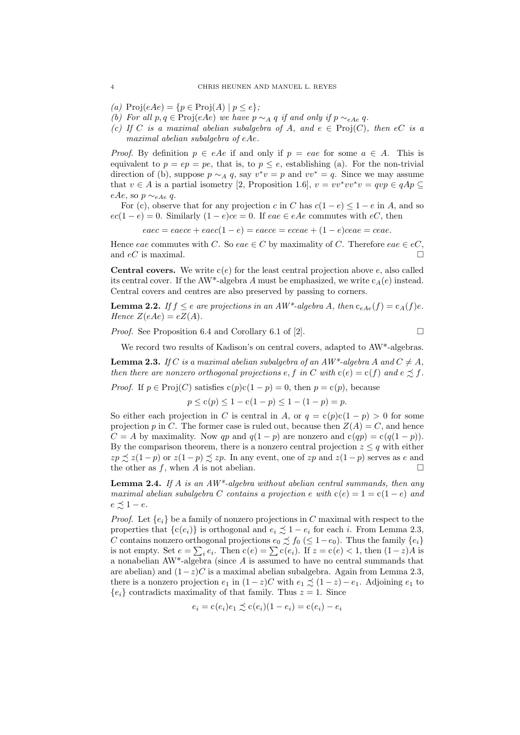*(a)* $\mathrm{Proj}(eAe) = \{p \in \mathrm{Proj}(A) \mid p \leq e\}$;
*(b)* *For all* $p, q \in \mathrm{Proj}(eAe)$ *we have* $p \sim_A q$ *if and only if* $p \sim_{eAe} q$.
*(c)* *If* $C$ *is a maximal abelian subalgebra of* $A$*, and* $e \in \mathrm{Proj}(C)$*, then* $eC$ *is a maximal abelian subalgebra of* $eAe$.

*Proof.* By definition $p \in eAe$ if and only if $p = eae$ for some $a \in A$. This is equivalent to $p = ep = pe$, that is, to $p \leq e$, establishing (a). For the non-trivial direction of (b), suppose $p \sim_A q$, say $v^*v = p$ and $vv^* = q$. Since we may assume that $v \in A$ is a partial isometry [2, Proposition 1.6], $v = vv^*vv^*v = qvp \in qAp \subseteq eAe$, so $p \sim_{eAe} q$.

For (c), observe that for any projection $c$ in $C$ has $c(1-e) \leq 1-e$ in $A$, and so $ec(1-e) = 0$. Similarly $(1-e)ce = 0$. If $eae \in eAe$ commutes with $eC$, then

$$eaec = eaece + eaec(1-e) = eaece = eceae + (1-e)ceae = ceae.$$

Hence $eae$ commutes with $C$. So $eae \in C$ by maximality of $C$. Therefore $eae \in eC$, and $eC$ is maximal. □

**Central covers.** We write $\mathrm{c}(e)$ for the least central projection above $e$, also called its central cover. If the AW*-algebra $A$ must be emphasized, we write $\mathrm{c}_A(e)$ instead. Central covers and centres are also preserved by passing to corners.

**Lemma 2.2.** *If* $f \leq e$ *are projections in an AW\*-algebra* $A$*, then* $\mathrm{c}_{eAe}(f) = \mathrm{c}_A(f)e$*. Hence* $Z(eAe) = eZ(A)$.

*Proof.* See Proposition 6.4 and Corollary 6.1 of [2]. □

We record two results of Kadison's on central covers, adapted to AW*-algebras.

**Lemma 2.3.** *If* $C$ *is a maximal abelian subalgebra of an AW\*-algebra* $A$ *and* $C \neq A$*, then there are nonzero orthogonal projections* $e, f$ *in* $C$ *with* $\mathrm{c}(e) = \mathrm{c}(f)$ *and* $e \precsim f$.

*Proof.* If $p \in \mathrm{Proj}(C)$ satisfies $\mathrm{c}(p)\mathrm{c}(1-p) = 0$, then $p = \mathrm{c}(p)$, because

$$p \leq \mathrm{c}(p) \leq 1 - \mathrm{c}(1-p) \leq 1 - (1-p) = p.$$

So either each projection in $C$ is central in $A$, or $q = \mathrm{c}(p)\mathrm{c}(1-p) > 0$ for some projection $p$ in $C$. The former case is ruled out, because then $Z(A) = C$, and hence $C = A$ by maximality. Now $qp$ and $q(1-p)$ are nonzero and $\mathrm{c}(qp) = \mathrm{c}(q(1-p))$. By the comparison theorem, there is a nonzero central projection $z \leq q$ with either $zp \precsim z(1-p)$ or $z(1-p) \precsim zp$. In any event, one of $zp$ and $z(1-p)$ serves as $e$ and the other as $f$, when $A$ is not abelian. □

**Lemma 2.4.** *If* $A$ *is an AW\*-algebra without abelian central summands, then any maximal abelian subalgebra* $C$ *contains a projection* $e$ *with* $\mathrm{c}(e) = 1 = \mathrm{c}(1-e)$ *and* $e \precsim 1 - e$.

*Proof.* Let $\{e_i\}$ be a family of nonzero projections in $C$ maximal with respect to the properties that $\{\mathrm{c}(e_i)\}$ is orthogonal and $e_i \precsim 1 - e_i$ for each $i$. From Lemma 2.3, $C$ contains nonzero orthogonal projections $e_0 \precsim f_0$ $(\leq 1 - e_0)$. Thus the family $\{e_i\}$ is not empty. Set $e = \sum_i e_i$. Then $\mathrm{c}(e) = \sum \mathrm{c}(e_i)$. If $z = \mathrm{c}(e) < 1$, then $(1-z)A$ is a nonabelian AW*-algebra (since $A$ is assumed to have no central summands that are abelian) and $(1-z)C$ is a maximal abelian subalgebra. Again from Lemma 2.3, there is a nonzero projection $e_1$ in $(1-z)C$ with $e_1 \precsim (1-z) - e_1$. Adjoining $e_1$ to $\{e_i\}$ contradicts maximality of that family. Thus $z = 1$. Since

$$e_i = \mathrm{c}(e_i)e_1 \precsim \mathrm{c}(e_i)(1-e_i) = \mathrm{c}(e_i) - e_i$$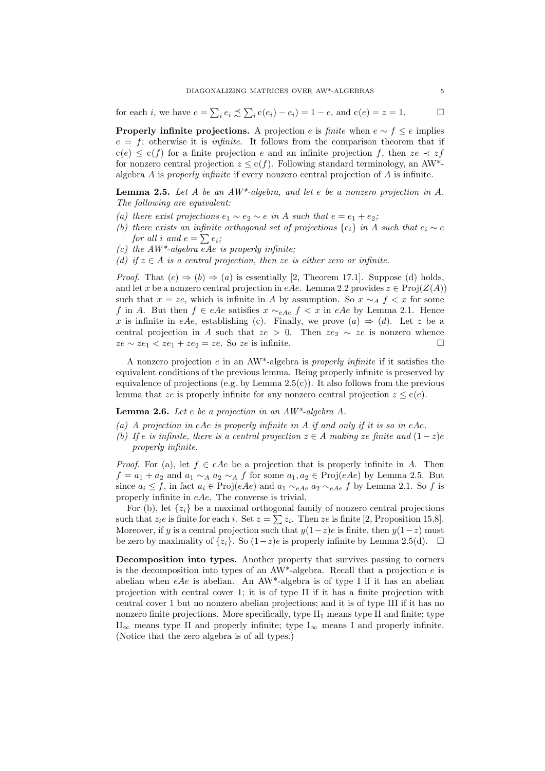for each $i$, we have $e = \sum_i e_i \precsim \sum_i \mathrm{c}(e_i) - e_i) = 1 - e$, and $\mathrm{c}(e) = z = 1$. $\square$

**Properly infinite projections.** A projection $e$ is *finite* when $e \sim f \leq e$ implies $e = f$; otherwise it is *infinite*. It follows from the comparison theorem that if $\mathrm{c}(e) \leq \mathrm{c}(f)$ for a finite projection $e$ and an infinite projection $f$, then $ze \prec zf$ for nonzero central projection $z \leq \mathrm{c}(f)$. Following standard terminology, an AW*-algebra $A$ is *properly infinite* if every nonzero central projection of $A$ is infinite.

**Lemma 2.5.** *Let $A$ be an AW\*-algebra, and let $e$ be a nonzero projection in $A$. The following are equivalent:*

*(a) there exist projections $e_1 \sim e_2 \sim e$ in $A$ such that $e = e_1 + e_2$;*

*(b) there exists an infinite orthogonal set of projections $\{e_i\}$ in $A$ such that $e_i \sim e$ for all $i$ and $e = \sum e_i$;*

*(c) the AW\*-algebra $eAe$ is properly infinite;*

*(d) if $z \in A$ is a central projection, then $ze$ is either zero or infinite.*

*Proof.* That $(c) \Rightarrow (b) \Rightarrow (a)$ is essentially [2, Theorem 17.1]. Suppose (d) holds, and let $x$ be a nonzero central projection in $eAe$. Lemma 2.2 provides $z \in \mathrm{Proj}(Z(A))$ such that $x = ze$, which is infinite in $A$ by assumption. So $x \sim_A f < x$ for some $f$ in $A$. But then $f \in eAe$ satisfies $x \sim_{eAe} f < x$ in $eAe$ by Lemma 2.1. Hence $x$ is infinite in $eAe$, establishing (c). Finally, we prove $(a) \Rightarrow (d)$. Let $z$ be a central projection in $A$ such that $ze > 0$. Then $ze_2 \sim ze$ is nonzero whence $ze \sim ze_1 < ze_1 + ze_2 = ze$. So $ze$ is infinite. $\square$

A nonzero projection $e$ in an AW*-algebra is *properly infinite* if it satisfies the equivalent conditions of the previous lemma. Being properly infinite is preserved by equivalence of projections (e.g. by Lemma 2.5(c)). It also follows from the previous lemma that $ze$ is properly infinite for any nonzero central projection $z \leq \mathrm{c}(e)$.

**Lemma 2.6.** *Let $e$ be a projection in an AW\*-algebra $A$.*

*(a) A projection in $eAe$ is properly infinite in $A$ if and only if it is so in $eAe$.*

*(b) If $e$ is infinite, there is a central projection $z \in A$ making $ze$ finite and $(1-z)e$ properly infinite.*

*Proof.* For (a), let $f \in eAe$ be a projection that is properly infinite in $A$. Then $f = a_1 + a_2$ and $a_1 \sim_A a_2 \sim_A f$ for some $a_1, a_2 \in \mathrm{Proj}(eAe)$ by Lemma 2.5. But since $a_i \leq f$, in fact $a_i \in \mathrm{Proj}(eAe)$ and $a_1 \sim_{eAe} a_2 \sim_{eAe} f$ by Lemma 2.1. So $f$ is properly infinite in $eAe$. The converse is trivial.

For (b), let $\{z_i\}$ be a maximal orthogonal family of nonzero central projections such that $z_i e$ is finite for each $i$. Set $z = \sum z_i$. Then $ze$ is finite [2, Proposition 15.8]. Moreover, if $y$ is a central projection such that $y(1-z)e$ is finite, then $y(1-z)$ must be zero by maximality of $\{z_i\}$. So $(1-z)e$ is properly infinite by Lemma 2.5(d). $\square$

**Decomposition into types.** Another property that survives passing to corners is the decomposition into types of an AW*-algebra. Recall that a projection $e$ is abelian when $eAe$ is abelian. An AW*-algebra is of type I if it has an abelian projection with central cover 1; it is of type II if it has a finite projection with central cover 1 but no nonzero abelian projections; and it is of type III if it has no nonzero finite projections. More specifically, type $\mathrm{II}_1$ means type II and finite; type $\mathrm{II}_\infty$ means type II and properly infinite; type $\mathrm{I}_\infty$ means I and properly infinite. (Notice that the zero algebra is of all types.)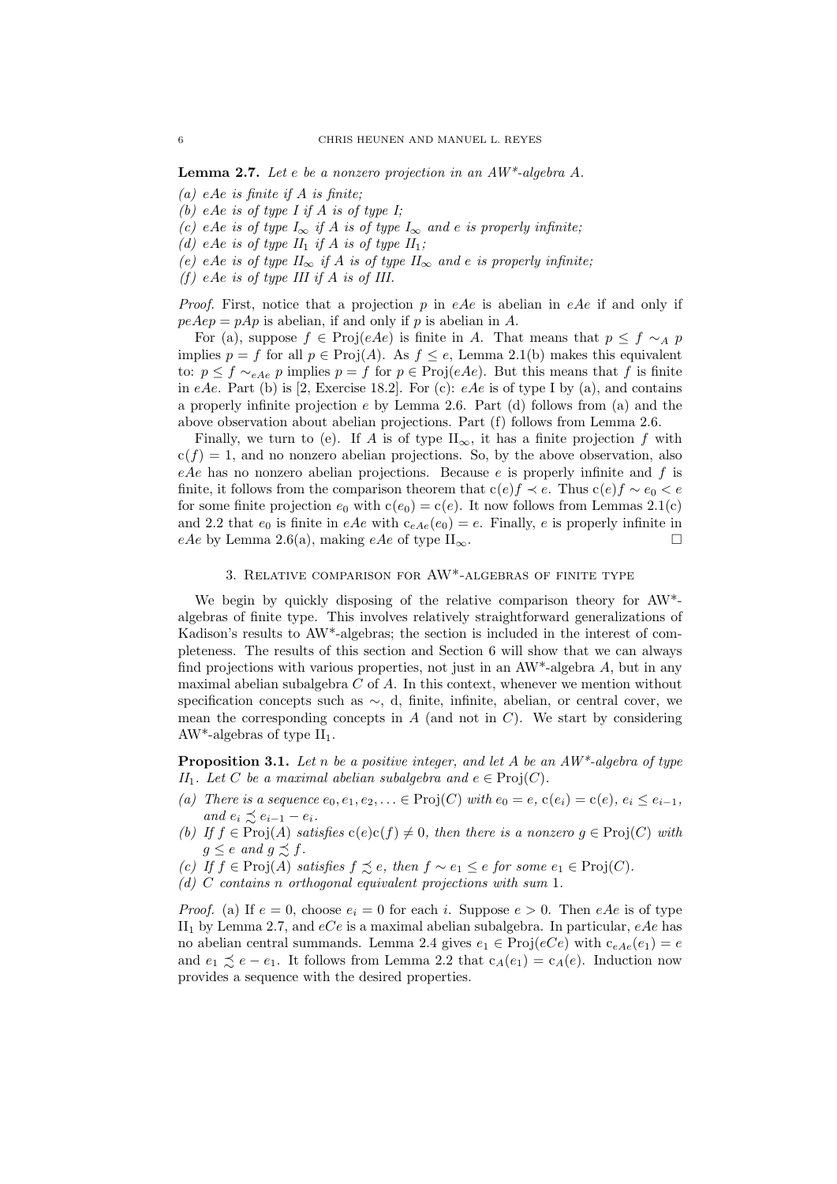**Lemma 2.7.** *Let $e$ be a nonzero projection in an AW\*-algebra $A$.*

*(a) $eAe$ is finite if $A$ is finite;*
*(b) $eAe$ is of type I if $A$ is of type I;*
*(c) $eAe$ is of type $I_\infty$ if $A$ is of type $I_\infty$ and $e$ is properly infinite;*
*(d) $eAe$ is of type $II_1$ if $A$ is of type $II_1$;*
*(e) $eAe$ is of type $II_\infty$ if $A$ is of type $II_\infty$ and $e$ is properly infinite;*
*(f) $eAe$ is of type III if $A$ is of III.*

*Proof.* First, notice that a projection $p$ in $eAe$ is abelian in $eAe$ if and only if $peAep = pAp$ is abelian, if and only if $p$ is abelian in $A$.

For (a), suppose $f \in \text{Proj}(eAe)$ is finite in $A$. That means that $p \leq f \sim_A p$ implies $p = f$ for all $p \in \text{Proj}(A)$. As $f \leq e$, Lemma 2.1(b) makes this equivalent to: $p \leq f \sim_{eAe} p$ implies $p = f$ for $p \in \text{Proj}(eAe)$. But this means that $f$ is finite in $eAe$. Part (b) is [2, Exercise 18.2]. For (c): $eAe$ is of type I by (a), and contains a properly infinite projection $e$ by Lemma 2.6. Part (d) follows from (a) and the above observation about abelian projections. Part (f) follows from Lemma 2.6.

Finally, we turn to (e). If $A$ is of type $\text{II}_\infty$, it has a finite projection $f$ with $\text{c}(f) = 1$, and no nonzero abelian projections. So, by the above observation, also $eAe$ has no nonzero abelian projections. Because $e$ is properly infinite and $f$ is finite, it follows from the comparison theorem that $\text{c}(e)f \prec e$. Thus $\text{c}(e)f \sim e_0 < e$ for some finite projection $e_0$ with $\text{c}(e_0) = \text{c}(e)$. It now follows from Lemmas 2.1(c) and 2.2 that $e_0$ is finite in $eAe$ with $\text{c}_{eAe}(e_0) = e$. Finally, $e$ is properly infinite in $eAe$ by Lemma 2.6(a), making $eAe$ of type $\text{II}_\infty$. $\square$

## 3. Relative comparison for AW\*-algebras of finite type

We begin by quickly disposing of the relative comparison theory for AW\*-algebras of finite type. This involves relatively straightforward generalizations of Kadison's results to AW\*-algebras; the section is included in the interest of completeness. The results of this section and Section 6 will show that we can always find projections with various properties, not just in an AW\*-algebra $A$, but in any maximal abelian subalgebra $C$ of $A$. In this context, whenever we mention without specification concepts such as $\sim$, d, finite, infinite, abelian, or central cover, we mean the corresponding concepts in $A$ (and not in $C$). We start by considering AW\*-algebras of type $\text{II}_1$.

**Proposition 3.1.** *Let $n$ be a positive integer, and let $A$ be an AW\*-algebra of type $II_1$. Let $C$ be a maximal abelian subalgebra and $e \in \text{Proj}(C)$.*

*(a) There is a sequence $e_0, e_1, e_2, \ldots \in \text{Proj}(C)$ with $e_0 = e$, $\text{c}(e_i) = \text{c}(e)$, $e_i \leq e_{i-1}$, and $e_i \precsim e_{i-1} - e_i$.*
*(b) If $f \in \text{Proj}(A)$ satisfies $\text{c}(e)\text{c}(f) \neq 0$, then there is a nonzero $g \in \text{Proj}(C)$ with $g \leq e$ and $g \precsim f$.*
*(c) If $f \in \text{Proj}(A)$ satisfies $f \precsim e$, then $f \sim e_1 \leq e$ for some $e_1 \in \text{Proj}(C)$.*
*(d) $C$ contains $n$ orthogonal equivalent projections with sum 1.*

*Proof.* (a) If $e = 0$, choose $e_i = 0$ for each $i$. Suppose $e > 0$. Then $eAe$ is of type $\text{II}_1$ by Lemma 2.7, and $eCe$ is a maximal abelian subalgebra. In particular, $eAe$ has no abelian central summands. Lemma 2.4 gives $e_1 \in \text{Proj}(eCe)$ with $\text{c}_{eAe}(e_1) = e$ and $e_1 \precsim e - e_1$. It follows from Lemma 2.2 that $\text{c}_A(e_1) = \text{c}_A(e)$. Induction now provides a sequence with the desired properties.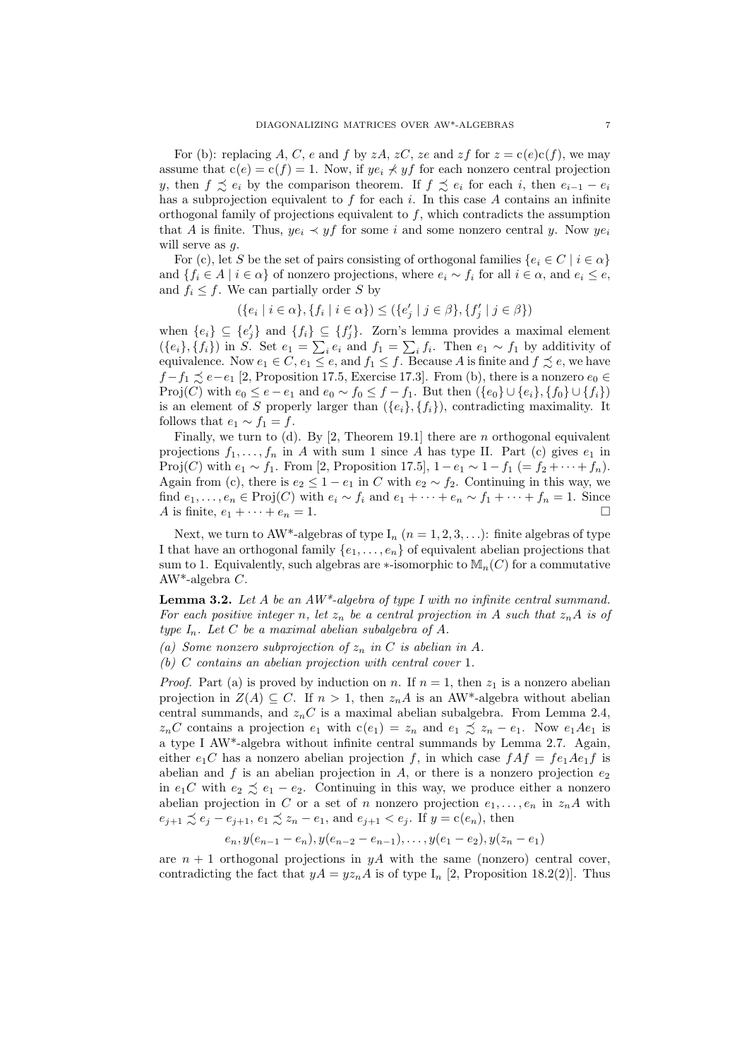For (b): replacing $A$, $C$, $e$ and $f$ by $zA$, $zC$, $ze$ and $zf$ for $z = \mathrm{c}(e)\mathrm{c}(f)$, we may assume that $\mathrm{c}(e) = \mathrm{c}(f) = 1$. Now, if $ye_i \not\prec yf$ for each nonzero central projection $y$, then $f \precsim e_i$ by the comparison theorem. If $f \precsim e_i$ for each $i$, then $e_{i-1} - e_i$ has a subprojection equivalent to $f$ for each $i$. In this case $A$ contains an infinite orthogonal family of projections equivalent to $f$, which contradicts the assumption that $A$ is finite. Thus, $ye_i \prec yf$ for some $i$ and some nonzero central $y$. Now $ye_i$ will serve as $g$.

For (c), let $S$ be the set of pairs consisting of orthogonal families $\{e_i \in C \mid i \in \alpha\}$ and $\{f_i \in A \mid i \in \alpha\}$ of nonzero projections, where $e_i \sim f_i$ for all $i \in \alpha$, and $e_i \leq e$, and $f_i \leq f$. We can partially order $S$ by

$$(\{e_i \mid i \in \alpha\}, \{f_i \mid i \in \alpha\}) \leq (\{e'_j \mid j \in \beta\}, \{f'_j \mid j \in \beta\})$$

when $\{e_i\} \subseteq \{e'_j\}$ and $\{f_i\} \subseteq \{f'_j\}$. Zorn's lemma provides a maximal element $(\{e_i\}, \{f_i\})$ in $S$. Set $e_1 = \sum_i e_i$ and $f_1 = \sum_i f_i$. Then $e_1 \sim f_1$ by additivity of equivalence. Now $e_1 \in C$, $e_1 \leq e$, and $f_1 \leq f$. Because $A$ is finite and $f \precsim e$, we have $f - f_1 \precsim e - e_1$ [2, Proposition 17.5, Exercise 17.3]. From (b), there is a nonzero $e_0 \in \mathrm{Proj}(C)$ with $e_0 \leq e - e_1$ and $e_0 \sim f_0 \leq f - f_1$. But then $(\{e_0\} \cup \{e_i\}, \{f_0\} \cup \{f_i\})$ is an element of $S$ properly larger than $(\{e_i\}, \{f_i\})$, contradicting maximality. It follows that $e_1 \sim f_1 = f$.

Finally, we turn to (d). By [2, Theorem 19.1] there are $n$ orthogonal equivalent projections $f_1, \ldots, f_n$ in $A$ with sum 1 since $A$ has type II. Part (c) gives $e_1$ in $\mathrm{Proj}(C)$ with $e_1 \sim f_1$. From [2, Proposition 17.5], $1 - e_1 \sim 1 - f_1$ $(= f_2 + \cdots + f_n)$. Again from (c), there is $e_2 \leq 1 - e_1$ in $C$ with $e_2 \sim f_2$. Continuing in this way, we find $e_1, \ldots, e_n \in \mathrm{Proj}(C)$ with $e_i \sim f_i$ and $e_1 + \cdots + e_n \sim f_1 + \cdots + f_n = 1$. Since $A$ is finite, $e_1 + \cdots + e_n = 1$. □

Next, we turn to AW\*-algebras of type $\mathrm{I}_n$ $(n = 1, 2, 3, \ldots)$: finite algebras of type I that have an orthogonal family $\{e_1, \ldots, e_n\}$ of equivalent abelian projections that sum to 1. Equivalently, such algebras are $*$-isomorphic to $\mathbb{M}_n(C)$ for a commutative AW\*-algebra $C$.

**Lemma 3.2.** *Let $A$ be an AW\*-algebra of type I with no infinite central summand. For each positive integer $n$, let $z_n$ be a central projection in $A$ such that $z_nA$ is of type $\mathrm{I}_n$. Let $C$ be a maximal abelian subalgebra of $A$.*

*(a) Some nonzero subprojection of $z_n$ in $C$ is abelian in $A$.*

*(b) $C$ contains an abelian projection with central cover 1.*

*Proof.* Part (a) is proved by induction on $n$. If $n = 1$, then $z_1$ is a nonzero abelian projection in $Z(A) \subseteq C$. If $n > 1$, then $z_nA$ is an AW\*-algebra without abelian central summands, and $z_nC$ is a maximal abelian subalgebra. From Lemma 2.4, $z_nC$ contains a projection $e_1$ with $\mathrm{c}(e_1) = z_n$ and $e_1 \precsim z_n - e_1$. Now $e_1Ae_1$ is a type I AW\*-algebra without infinite central summands by Lemma 2.7. Again, either $e_1C$ has a nonzero abelian projection $f$, in which case $fAf = fe_1Ae_1f$ is abelian and $f$ is an abelian projection in $A$, or there is a nonzero projection $e_2$ in $e_1C$ with $e_2 \precsim e_1 - e_2$. Continuing in this way, we produce either a nonzero abelian projection in $C$ or a set of $n$ nonzero projection $e_1, \ldots, e_n$ in $z_nA$ with $e_{j+1} \precsim e_j - e_{j+1}$, $e_1 \precsim z_n - e_1$, and $e_{j+1} < e_j$. If $y = \mathrm{c}(e_n)$, then

$$e_n, y(e_{n-1} - e_n), y(e_{n-2} - e_{n-1}), \ldots, y(e_1 - e_2), y(z_n - e_1)$$

are $n + 1$ orthogonal projections in $yA$ with the same (nonzero) central cover, contradicting the fact that $yA = yz_nA$ is of type $\mathrm{I}_n$ [2, Proposition 18.2(2)]. Thus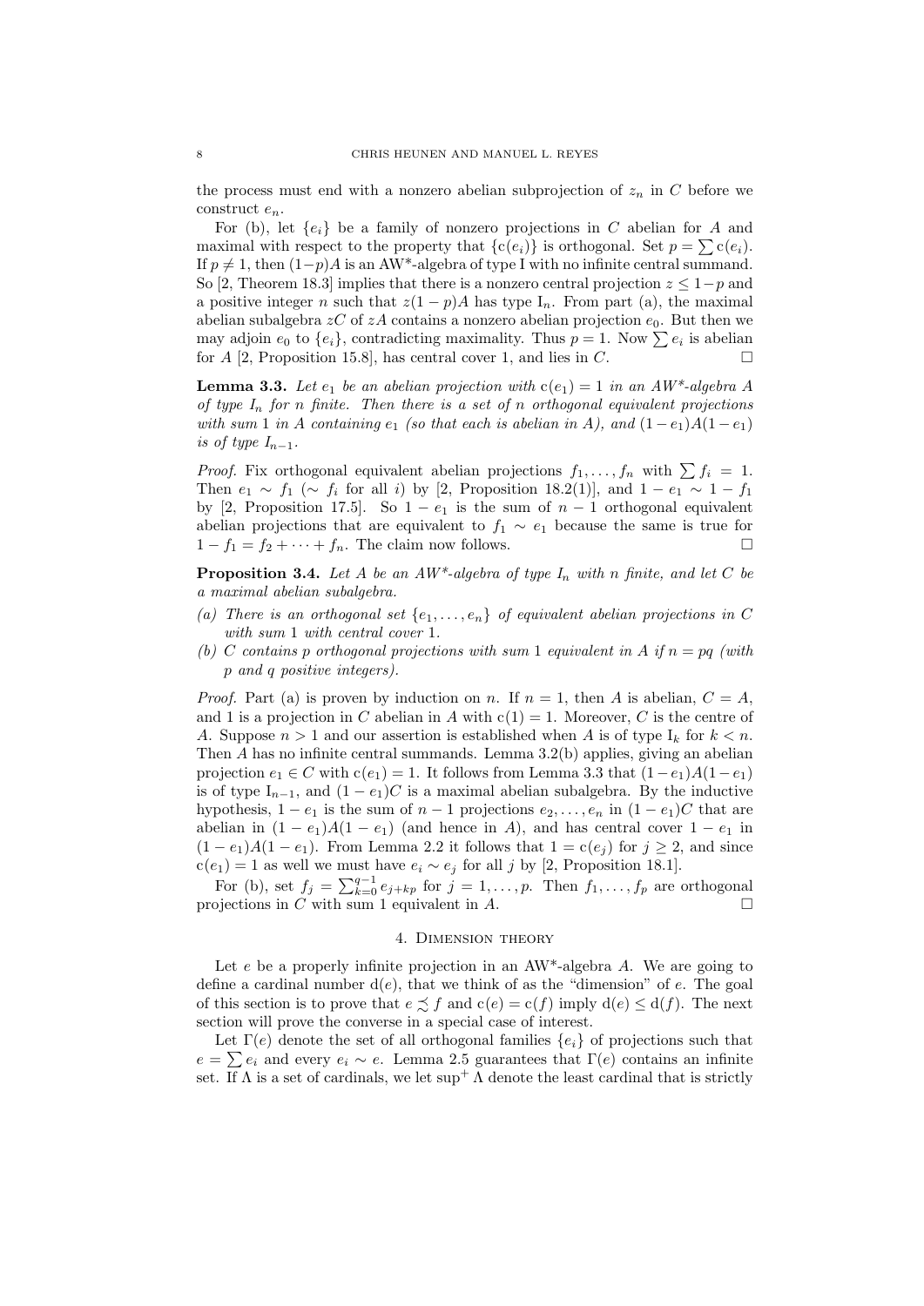the process must end with a nonzero abelian subprojection of $z_n$ in $C$ before we construct $e_n$.

For (b), let $\{e_i\}$ be a family of nonzero projections in $C$ abelian for $A$ and maximal with respect to the property that $\{\mathrm{c}(e_i)\}$ is orthogonal. Set $p = \sum \mathrm{c}(e_i)$. If $p \neq 1$, then $(1-p)A$ is an AW*-algebra of type I with no infinite central summand. So [2, Theorem 18.3] implies that there is a nonzero central projection $z \leq 1-p$ and a positive integer $n$ such that $z(1-p)A$ has type $\mathrm{I}_n$. From part (a), the maximal abelian subalgebra $zC$ of $zA$ contains a nonzero abelian projection $e_0$. But then we may adjoin $e_0$ to $\{e_i\}$, contradicting maximality. Thus $p = 1$. Now $\sum e_i$ is abelian for $A$ [2, Proposition 15.8], has central cover 1, and lies in $C$. □

**Lemma 3.3.** *Let $e_1$ be an abelian projection with $\mathrm{c}(e_1) = 1$ in an AW\*-algebra $A$ of type $I_n$ for $n$ finite. Then there is a set of $n$ orthogonal equivalent projections with sum 1 in $A$ containing $e_1$ (so that each is abelian in $A$), and $(1-e_1)A(1-e_1)$ is of type $I_{n-1}$.*

*Proof.* Fix orthogonal equivalent abelian projections $f_1, \ldots, f_n$ with $\sum f_i = 1$. Then $e_1 \sim f_1$ ($\sim f_i$ for all $i$) by [2, Proposition 18.2(1)], and $1 - e_1 \sim 1 - f_1$ by [2, Proposition 17.5]. So $1 - e_1$ is the sum of $n - 1$ orthogonal equivalent abelian projections that are equivalent to $f_1 \sim e_1$ because the same is true for $1 - f_1 = f_2 + \cdots + f_n$. The claim now follows. □

**Proposition 3.4.** *Let $A$ be an AW\*-algebra of type $I_n$ with $n$ finite, and let $C$ be a maximal abelian subalgebra.*

*(a) There is an orthogonal set $\{e_1, \ldots, e_n\}$ of equivalent abelian projections in $C$ with sum 1 with central cover 1.*

*(b) $C$ contains $p$ orthogonal projections with sum 1 equivalent in $A$ if $n = pq$ (with $p$ and $q$ positive integers).*

*Proof.* Part (a) is proven by induction on $n$. If $n = 1$, then $A$ is abelian, $C = A$, and 1 is a projection in $C$ abelian in $A$ with $\mathrm{c}(1) = 1$. Moreover, $C$ is the centre of $A$. Suppose $n > 1$ and our assertion is established when $A$ is of type $\mathrm{I}_k$ for $k < n$. Then $A$ has no infinite central summands. Lemma 3.2(b) applies, giving an abelian projection $e_1 \in C$ with $\mathrm{c}(e_1) = 1$. It follows from Lemma 3.3 that $(1-e_1)A(1-e_1)$ is of type $\mathrm{I}_{n-1}$, and $(1 - e_1)C$ is a maximal abelian subalgebra. By the inductive hypothesis, $1 - e_1$ is the sum of $n - 1$ projections $e_2, \ldots, e_n$ in $(1 - e_1)C$ that are abelian in $(1 - e_1)A(1 - e_1)$ (and hence in $A$), and has central cover $1 - e_1$ in $(1 - e_1)A(1 - e_1)$. From Lemma 2.2 it follows that $1 = \mathrm{c}(e_j)$ for $j \geq 2$, and since $\mathrm{c}(e_1) = 1$ as well we must have $e_i \sim e_j$ for all $j$ by [2, Proposition 18.1].

For (b), set $f_j = \sum_{k=0}^{q-1} e_{j+kp}$ for $j = 1, \ldots, p$. Then $f_1, \ldots, f_p$ are orthogonal projections in $C$ with sum 1 equivalent in $A$. □

## 4. Dimension theory

Let $e$ be a properly infinite projection in an AW\*-algebra $A$. We are going to define a cardinal number $\mathrm{d}(e)$, that we think of as the "dimension" of $e$. The goal of this section is to prove that $e \precsim f$ and $\mathrm{c}(e) = \mathrm{c}(f)$ imply $\mathrm{d}(e) \leq \mathrm{d}(f)$. The next section will prove the converse in a special case of interest.

Let $\Gamma(e)$ denote the set of all orthogonal families $\{e_i\}$ of projections such that $e = \sum e_i$ and every $e_i \sim e$. Lemma 2.5 guarantees that $\Gamma(e)$ contains an infinite set. If $\Lambda$ is a set of cardinals, we let $\sup^+ \Lambda$ denote the least cardinal that is strictly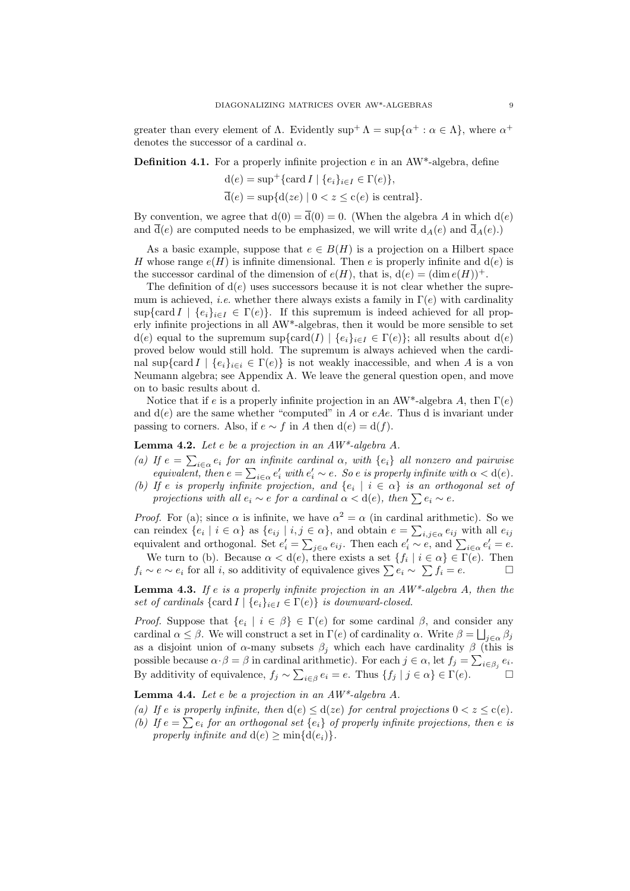greater than every element of $\Lambda$. Evidently $\sup^+ \Lambda = \sup\{\alpha^+ : \alpha \in \Lambda\}$, where $\alpha^+$ denotes the successor of a cardinal $\alpha$.

**Definition 4.1.** For a properly infinite projection $e$ in an AW*-algebra, define

$$\mathrm{d}(e) = \sup{}^+\{\operatorname{card} I \mid \{e_i\}_{i\in I} \in \Gamma(e)\},$$
$$\overline{\mathrm{d}}(e) = \sup\{\mathrm{d}(ze) \mid 0 < z \leq \mathrm{c}(e) \text{ is central}\}.$$

By convention, we agree that $\mathrm{d}(0) = \overline{\mathrm{d}}(0) = 0$. (When the algebra $A$ in which $\mathrm{d}(e)$ and $\overline{\mathrm{d}}(e)$ are computed needs to be emphasized, we will write $\mathrm{d}_A(e)$ and $\overline{\mathrm{d}}_A(e)$.)

As a basic example, suppose that $e \in B(H)$ is a projection on a Hilbert space $H$ whose range $e(H)$ is infinite dimensional. Then $e$ is properly infinite and $\mathrm{d}(e)$ is the successor cardinal of the dimension of $e(H)$, that is, $\mathrm{d}(e) = (\dim e(H))^+$.

The definition of $\mathrm{d}(e)$ uses successors because it is not clear whether the supremum is achieved, *i.e.* whether there always exists a family in $\Gamma(e)$ with cardinality $\sup\{\operatorname{card} I \mid \{e_i\}_{i\in I} \in \Gamma(e)\}$. If this supremum is indeed achieved for all properly infinite projections in all AW*-algebras, then it would be more sensible to set $\mathrm{d}(e)$ equal to the supremum $\sup\{\operatorname{card}(I) \mid \{e_i\}_{i\in I} \in \Gamma(e)\}$; all results about $\mathrm{d}(e)$ proved below would still hold. The supremum is always achieved when the cardinal $\sup\{\operatorname{card} I \mid \{e_i\}_{i\in i} \in \Gamma(e)\}$ is not weakly inaccessible, and when $A$ is a von Neumann algebra; see Appendix A. We leave the general question open, and move on to basic results about d.

Notice that if $e$ is a properly infinite projection in an AW*-algebra $A$, then $\Gamma(e)$ and $\mathrm{d}(e)$ are the same whether "computed" in $A$ or $eAe$. Thus d is invariant under passing to corners. Also, if $e \sim f$ in $A$ then $\mathrm{d}(e) = \mathrm{d}(f)$.

**Lemma 4.2.** *Let $e$ be a projection in an AW*-algebra $A$.*

*(a) If $e = \sum_{i\in\alpha} e_i$ for an infinite cardinal $\alpha$, with $\{e_i\}$ all nonzero and pairwise equivalent, then $e = \sum_{i\in\alpha} e_i'$ with $e_i' \sim e$. So $e$ is properly infinite with $\alpha < \mathrm{d}(e)$.*

*(b) If $e$ is properly infinite projection, and $\{e_i \mid i \in \alpha\}$ is an orthogonal set of projections with all $e_i \sim e$ for a cardinal $\alpha < \mathrm{d}(e)$, then $\sum e_i \sim e$.*

*Proof.* For (a); since $\alpha$ is infinite, we have $\alpha^2 = \alpha$ (in cardinal arithmetic). So we can reindex $\{e_i \mid i \in \alpha\}$ as $\{e_{ij} \mid i, j \in \alpha\}$, and obtain $e = \sum_{i,j\in\alpha} e_{ij}$ with all $e_{ij}$ equivalent and orthogonal. Set $e_i' = \sum_{j\in\alpha} e_{ij}$. Then each $e_i' \sim e$, and $\sum_{i\in\alpha} e_i' = e$.

We turn to (b). Because $\alpha < \mathrm{d}(e)$, there exists a set $\{f_i \mid i \in \alpha\} \in \Gamma(e)$. Then $f_i \sim e \sim e_i$ for all $i$, so additivity of equivalence gives $\sum e_i \sim \sum f_i = e$. □

**Lemma 4.3.** *If $e$ is a properly infinite projection in an AW*-algebra $A$, then the set of cardinals $\{\operatorname{card} I \mid \{e_i\}_{i\in I} \in \Gamma(e)\}$ is downward-closed.*

*Proof.* Suppose that $\{e_i \mid i \in \beta\} \in \Gamma(e)$ for some cardinal $\beta$, and consider any cardinal $\alpha \leq \beta$. We will construct a set in $\Gamma(e)$ of cardinality $\alpha$. Write $\beta = \bigsqcup_{j\in\alpha} \beta_j$ as a disjoint union of $\alpha$-many subsets $\beta_j$ which each have cardinality $\beta$ (this is possible because $\alpha \cdot \beta = \beta$ in cardinal arithmetic). For each $j \in \alpha$, let $f_j = \sum_{i\in\beta_j} e_i$. By additivity of equivalence, $f_j \sim \sum_{i\in\beta} e_i = e$. Thus $\{f_j \mid j \in \alpha\} \in \Gamma(e)$. □

**Lemma 4.4.** *Let $e$ be a projection in an AW*-algebra $A$.*

*(a) If $e$ is properly infinite, then $\mathrm{d}(e) \leq \mathrm{d}(ze)$ for central projections $0 < z \leq \mathrm{c}(e)$.*

*(b) If $e = \sum e_i$ for an orthogonal set $\{e_i\}$ of properly infinite projections, then $e$ is properly infinite and $\mathrm{d}(e) \geq \min\{\mathrm{d}(e_i)\}$.*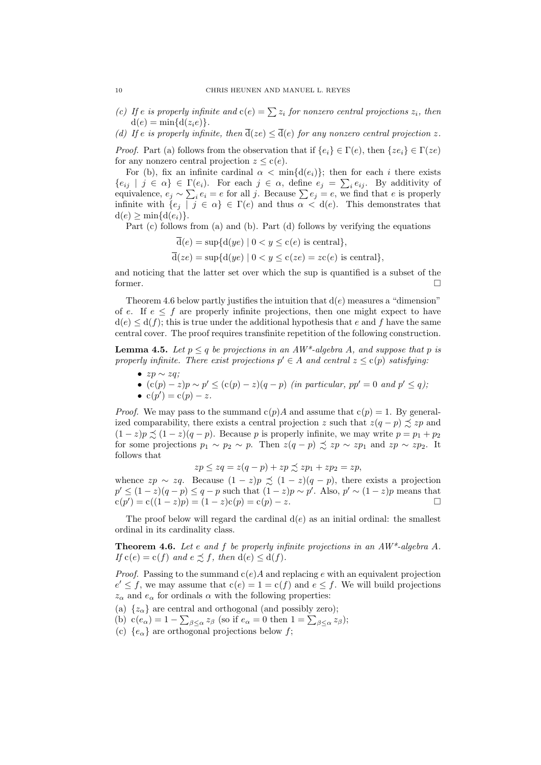(c) *If $e$ is properly infinite and $\mathrm{c}(e) = \sum z_i$ for nonzero central projections $z_i$, then* $\mathrm{d}(e) = \min\{\mathrm{d}(z_i e)\}$.

(d) *If $e$ is properly infinite, then $\overline{\mathrm{d}}(ze) \leq \overline{\mathrm{d}}(e)$ for any nonzero central projection $z$.*

*Proof.* Part (a) follows from the observation that if $\{e_i\} \in \Gamma(e)$, then $\{ze_i\} \in \Gamma(ze)$ for any nonzero central projection $z \leq \mathrm{c}(e)$.

For (b), fix an infinite cardinal $\alpha < \min\{\mathrm{d}(e_i)\}$; then for each $i$ there exists $\{e_{ij} \mid j \in \alpha\} \in \Gamma(e_i)$. For each $j \in \alpha$, define $e_j = \sum_i e_{ij}$. By additivity of equivalence, $e_j \sim \sum_i e_i = e$ for all $j$. Because $\sum e_j = e$, we find that $e$ is properly infinite with $\{e_j \mid j \in \alpha\} \in \Gamma(e)$ and thus $\alpha < \mathrm{d}(e)$. This demonstrates that $\mathrm{d}(e) \geq \min\{\mathrm{d}(e_i)\}$.

Part (c) follows from (a) and (b). Part (d) follows by verifying the equations

$$\overline{\mathrm{d}}(e) = \sup\{\mathrm{d}(ye) \mid 0 < y \leq \mathrm{c}(e) \text{ is central}\},$$

$$\overline{\mathrm{d}}(ze) = \sup\{\mathrm{d}(ye) \mid 0 < y \leq \mathrm{c}(ze) = z\mathrm{c}(e) \text{ is central}\},$$

and noticing that the latter set over which the sup is quantified is a subset of the former. □

Theorem 4.6 below partly justifies the intuition that $\mathrm{d}(e)$ measures a "dimension" of $e$. If $e \leq f$ are properly infinite projections, then one might expect to have $\mathrm{d}(e) \leq \mathrm{d}(f)$; this is true under the additional hypothesis that $e$ and $f$ have the same central cover. The proof requires transfinite repetition of the following construction.

**Lemma 4.5.** *Let $p \leq q$ be projections in an AW\*-algebra $A$, and suppose that $p$ is properly infinite. There exist projections $p' \in A$ and central $z \leq \mathrm{c}(p)$ satisfying:*

- $zp \sim zq$;
- $(\mathrm{c}(p) - z)p \sim p' \leq (\mathrm{c}(p) - z)(q - p)$ *(in particular, $pp' = 0$ and $p' \leq q$);*
- $\mathrm{c}(p') = \mathrm{c}(p) - z$.

*Proof.* We may pass to the summand $\mathrm{c}(p)A$ and assume that $\mathrm{c}(p) = 1$. By generalized comparability, there exists a central projection $z$ such that $z(q-p) \precsim zp$ and $(1-z)p \precsim (1-z)(q-p)$. Because $p$ is properly infinite, we may write $p = p_1 + p_2$ for some projections $p_1 \sim p_2 \sim p$. Then $z(q-p) \precsim zp \sim zp_1$ and $zp \sim zp_2$. It follows that

$$zp \leq zq = z(q-p) + zp \precsim zp_1 + zp_2 = zp,$$

whence $zp \sim zq$. Because $(1-z)p \precsim (1-z)(q-p)$, there exists a projection $p' \leq (1-z)(q-p) \leq q - p$ such that $(1-z)p \sim p'$. Also, $p' \sim (1-z)p$ means that $\mathrm{c}(p') = \mathrm{c}((1-z)p) = (1-z)\mathrm{c}(p) = \mathrm{c}(p) - z$. □

The proof below will regard the cardinal $\mathrm{d}(e)$ as an initial ordinal: the smallest ordinal in its cardinality class.

**Theorem 4.6.** *Let $e$ and $f$ be properly infinite projections in an AW\*-algebra $A$. If $\mathrm{c}(e) = \mathrm{c}(f)$ and $e \precsim f$, then $\mathrm{d}(e) \leq \mathrm{d}(f)$.*

*Proof.* Passing to the summand $\mathrm{c}(e)A$ and replacing $e$ with an equivalent projection $e' \leq f$, we may assume that $\mathrm{c}(e) = 1 = \mathrm{c}(f)$ and $e \leq f$. We will build projections $z_\alpha$ and $e_\alpha$ for ordinals $\alpha$ with the following properties:

(a) $\{z_\alpha\}$ are central and orthogonal (and possibly zero);

(b) $\mathrm{c}(e_\alpha) = 1 - \sum_{\beta \leq \alpha} z_\beta$ (so if $e_\alpha = 0$ then $1 = \sum_{\beta \leq \alpha} z_\beta$);

(c) $\{e_\alpha\}$ are orthogonal projections below $f$;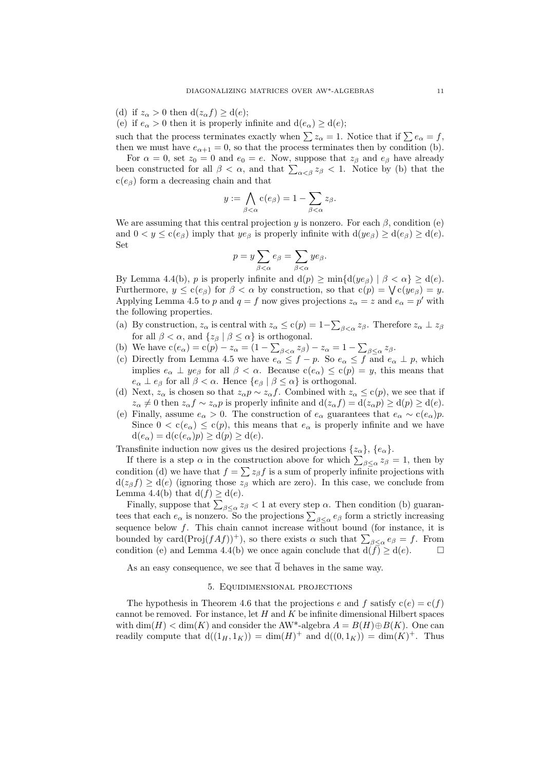(d) if $z_\alpha > 0$ then $\mathrm{d}(z_\alpha f) \geq \mathrm{d}(e)$;
(e) if $e_\alpha > 0$ then it is properly infinite and $\mathrm{d}(e_\alpha) \geq \mathrm{d}(e)$;

such that the process terminates exactly when $\sum z_\alpha = 1$. Notice that if $\sum e_\alpha = f$, then we must have $e_{\alpha+1} = 0$, so that the process terminates then by condition (b).

For $\alpha = 0$, set $z_0 = 0$ and $e_0 = e$. Now, suppose that $z_\beta$ and $e_\beta$ have already been constructed for all $\beta < \alpha$, and that $\sum_{\alpha<\beta} z_\beta < 1$. Notice by (b) that the $\mathrm{c}(e_\beta)$ form a decreasing chain and that

$$y := \bigwedge_{\beta<\alpha} \mathrm{c}(e_\beta) = 1 - \sum_{\beta<\alpha} z_\beta.$$

We are assuming that this central projection $y$ is nonzero. For each $\beta$, condition (e) and $0 < y \leq \mathrm{c}(e_\beta)$ imply that $ye_\beta$ is properly infinite with $\mathrm{d}(ye_\beta) \geq \mathrm{d}(e_\beta) \geq \mathrm{d}(e)$. Set

$$p = y \sum_{\beta<\alpha} e_\beta = \sum_{\beta<\alpha} ye_\beta.$$

By Lemma 4.4(b), $p$ is properly infinite and $\mathrm{d}(p) \geq \min\{\mathrm{d}(ye_\beta) \mid \beta < \alpha\} \geq \mathrm{d}(e)$. Furthermore, $y \leq \mathrm{c}(e_\beta)$ for $\beta < \alpha$ by construction, so that $\mathrm{c}(p) = \bigvee \mathrm{c}(ye_\beta) = y$. Applying Lemma 4.5 to $p$ and $q = f$ now gives projections $z_\alpha = z$ and $e_\alpha = p'$ with the following properties.

(a) By construction, $z_\alpha$ is central with $z_\alpha \leq \mathrm{c}(p) = 1 - \sum_{\beta<\alpha} z_\beta$. Therefore $z_\alpha \perp z_\beta$ for all $\beta < \alpha$, and $\{z_\beta \mid \beta \leq \alpha\}$ is orthogonal.
(b) We have $\mathrm{c}(e_\alpha) = \mathrm{c}(p) - z_\alpha = (1 - \sum_{\beta<\alpha} z_\beta) - z_\alpha = 1 - \sum_{\beta\leq\alpha} z_\beta$.
(c) Directly from Lemma 4.5 we have $e_\alpha \leq f - p$. So $e_\alpha \leq f$ and $e_\alpha \perp p$, which implies $e_\alpha \perp ye_\beta$ for all $\beta < \alpha$. Because $\mathrm{c}(e_\alpha) \leq \mathrm{c}(p) = y$, this means that $e_\alpha \perp e_\beta$ for all $\beta < \alpha$. Hence $\{e_\beta \mid \beta \leq \alpha\}$ is orthogonal.
(d) Next, $z_\alpha$ is chosen so that $z_\alpha p \sim z_\alpha f$. Combined with $z_\alpha \leq \mathrm{c}(p)$, we see that if $z_\alpha \neq 0$ then $z_\alpha f \sim z_\alpha p$ is properly infinite and $\mathrm{d}(z_\alpha f) = \mathrm{d}(z_\alpha p) \geq \mathrm{d}(p) \geq \mathrm{d}(e)$.
(e) Finally, assume $e_\alpha > 0$. The construction of $e_\alpha$ guarantees that $e_\alpha \sim \mathrm{c}(e_\alpha)p$. Since $0 < \mathrm{c}(e_\alpha) \leq \mathrm{c}(p)$, this means that $e_\alpha$ is properly infinite and we have $\mathrm{d}(e_\alpha) = \mathrm{d}(\mathrm{c}(e_\alpha)p) \geq \mathrm{d}(p) \geq \mathrm{d}(e)$.

Transfinite induction now gives us the desired projections $\{z_\alpha\}$, $\{e_\alpha\}$.

If there is a step $\alpha$ in the construction above for which $\sum_{\beta\leq\alpha} z_\beta = 1$, then by condition (d) we have that $f = \sum z_\beta f$ is a sum of properly infinite projections with $\mathrm{d}(z_\beta f) \geq \mathrm{d}(e)$ (ignoring those $z_\beta$ which are zero). In this case, we conclude from Lemma 4.4(b) that $\mathrm{d}(f) \geq \mathrm{d}(e)$.

Finally, suppose that $\sum_{\beta\leq\alpha} z_\beta < 1$ at every step $\alpha$. Then condition (b) guarantees that each $e_\alpha$ is nonzero. So the projections $\sum_{\beta\leq\alpha} e_\beta$ form a strictly increasing sequence below $f$. This chain cannot increase without bound (for instance, it is bounded by $\mathrm{card}(\mathrm{Proj}(fAf))^+$), so there exists $\alpha$ such that $\sum_{\beta\leq\alpha} e_\beta = f$. From condition (e) and Lemma 4.4(b) we once again conclude that $\mathrm{d}(f) \geq \mathrm{d}(e)$. $\square$

As an easy consequence, we see that $\overline{\mathrm{d}}$ behaves in the same way.

## 5. Equidimensional projections

The hypothesis in Theorem 4.6 that the projections $e$ and $f$ satisfy $\mathrm{c}(e) = \mathrm{c}(f)$ cannot be removed. For instance, let $H$ and $K$ be infinite dimensional Hilbert spaces with $\dim(H) < \dim(K)$ and consider the AW*-algebra $A = B(H) \oplus B(K)$. One can readily compute that $\mathrm{d}((1_H, 1_K)) = \dim(H)^+$ and $\mathrm{d}((0, 1_K)) = \dim(K)^+$. Thus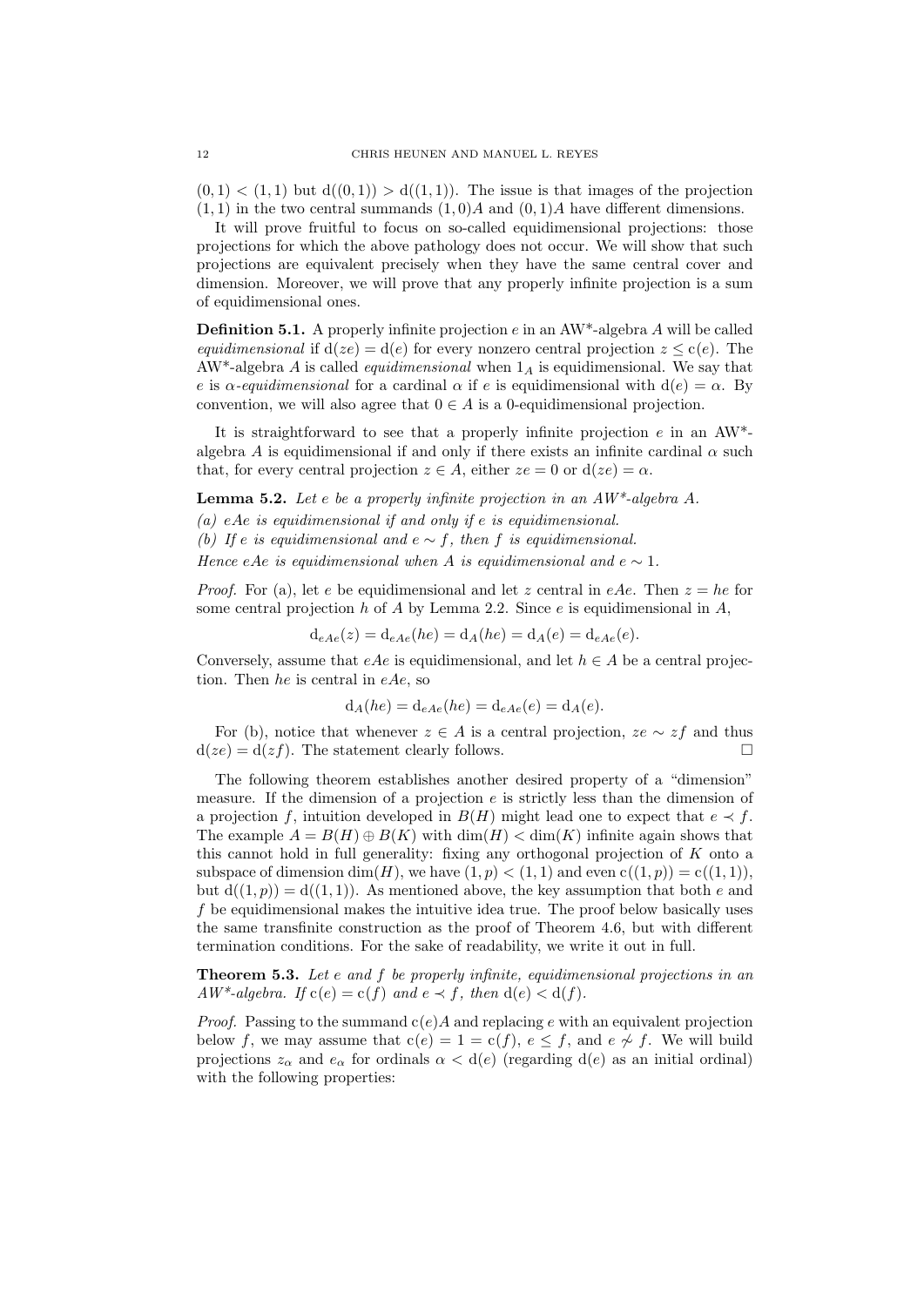$(0,1) < (1,1)$ but $\mathrm{d}((0,1)) > \mathrm{d}((1,1))$. The issue is that images of the projection $(1,1)$ in the two central summands $(1,0)A$ and $(0,1)A$ have different dimensions.

It will prove fruitful to focus on so-called equidimensional projections: those projections for which the above pathology does not occur. We will show that such projections are equivalent precisely when they have the same central cover and dimension. Moreover, we will prove that any properly infinite projection is a sum of equidimensional ones.

**Definition 5.1.** A properly infinite projection $e$ in an AW\*-algebra $A$ will be called *equidimensional* if $\mathrm{d}(ze) = \mathrm{d}(e)$ for every nonzero central projection $z \leq \mathrm{c}(e)$. The AW\*-algebra $A$ is called *equidimensional* when $1_A$ is equidimensional. We say that $e$ is *$\alpha$-equidimensional* for a cardinal $\alpha$ if $e$ is equidimensional with $\mathrm{d}(e) = \alpha$. By convention, we will also agree that $0 \in A$ is a 0-equidimensional projection.

It is straightforward to see that a properly infinite projection $e$ in an AW\*-algebra $A$ is equidimensional if and only if there exists an infinite cardinal $\alpha$ such that, for every central projection $z \in A$, either $ze = 0$ or $\mathrm{d}(ze) = \alpha$.

**Lemma 5.2.** *Let $e$ be a properly infinite projection in an AW\*-algebra $A$.*

*(a) $eAe$ is equidimensional if and only if $e$ is equidimensional.*

*(b) If $e$ is equidimensional and $e \sim f$, then $f$ is equidimensional.*

*Hence $eAe$ is equidimensional when $A$ is equidimensional and $e \sim 1$.*

*Proof.* For (a), let $e$ be equidimensional and let $z$ central in $eAe$. Then $z = he$ for some central projection $h$ of $A$ by Lemma 2.2. Since $e$ is equidimensional in $A$,

$$\mathrm{d}_{eAe}(z) = \mathrm{d}_{eAe}(he) = \mathrm{d}_A(he) = \mathrm{d}_A(e) = \mathrm{d}_{eAe}(e).$$

Conversely, assume that $eAe$ is equidimensional, and let $h \in A$ be a central projection. Then $he$ is central in $eAe$, so

$$\mathrm{d}_A(he) = \mathrm{d}_{eAe}(he) = \mathrm{d}_{eAe}(e) = \mathrm{d}_A(e).$$

For (b), notice that whenever $z \in A$ is a central projection, $ze \sim zf$ and thus $\mathrm{d}(ze) = \mathrm{d}(zf)$. The statement clearly follows. $\square$

The following theorem establishes another desired property of a "dimension" measure. If the dimension of a projection $e$ is strictly less than the dimension of a projection $f$, intuition developed in $B(H)$ might lead one to expect that $e \prec f$. The example $A = B(H) \oplus B(K)$ with $\dim(H) < \dim(K)$ infinite again shows that this cannot hold in full generality: fixing any orthogonal projection of $K$ onto a subspace of dimension $\dim(H)$, we have $(1,p) < (1,1)$ and even $\mathrm{c}((1,p)) = \mathrm{c}((1,1))$, but $\mathrm{d}((1,p)) = \mathrm{d}((1,1))$. As mentioned above, the key assumption that both $e$ and $f$ be equidimensional makes the intuitive idea true. The proof below basically uses the same transfinite construction as the proof of Theorem 4.6, but with different termination conditions. For the sake of readability, we write it out in full.

**Theorem 5.3.** *Let $e$ and $f$ be properly infinite, equidimensional projections in an AW\*-algebra. If $\mathrm{c}(e) = \mathrm{c}(f)$ and $e \prec f$, then $\mathrm{d}(e) < \mathrm{d}(f)$.*

*Proof.* Passing to the summand $\mathrm{c}(e)A$ and replacing $e$ with an equivalent projection below $f$, we may assume that $\mathrm{c}(e) = 1 = \mathrm{c}(f)$, $e \leq f$, and $e \not\sim f$. We will build projections $z_\alpha$ and $e_\alpha$ for ordinals $\alpha < \mathrm{d}(e)$ (regarding $\mathrm{d}(e)$ as an initial ordinal) with the following properties: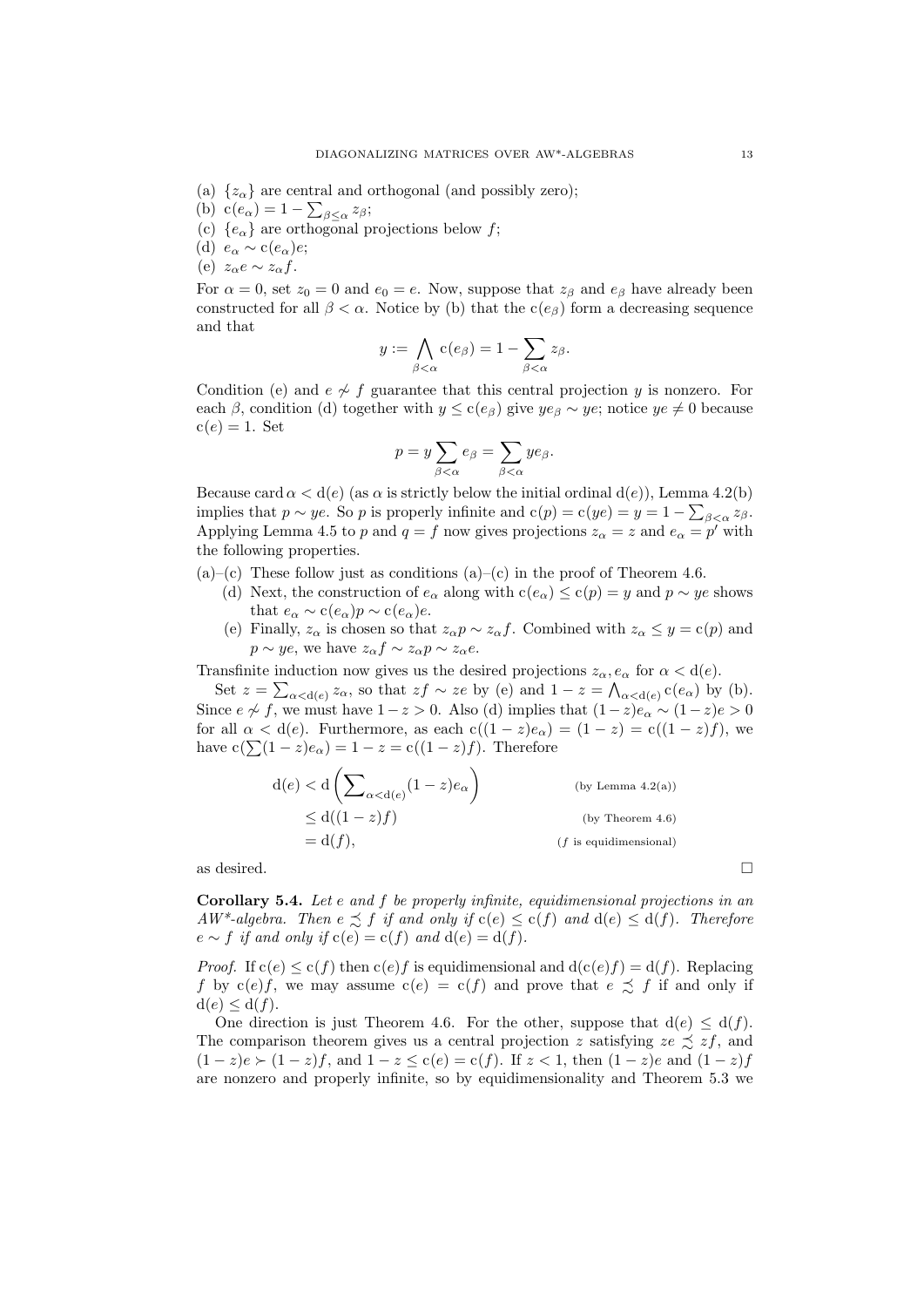(a) $\{z_\alpha\}$ are central and orthogonal (and possibly zero);
(b) $\mathrm{c}(e_\alpha) = 1 - \sum_{\beta \leq \alpha} z_\beta$;
(c) $\{e_\alpha\}$ are orthogonal projections below $f$;
(d) $e_\alpha \sim \mathrm{c}(e_\alpha)e$;
(e) $z_\alpha e \sim z_\alpha f$.

For $\alpha = 0$, set $z_0 = 0$ and $e_0 = e$. Now, suppose that $z_\beta$ and $e_\beta$ have already been constructed for all $\beta < \alpha$. Notice by (b) that the $\mathrm{c}(e_\beta)$ form a decreasing sequence and that

$$y := \bigwedge_{\beta<\alpha} \mathrm{c}(e_\beta) = 1 - \sum_{\beta<\alpha} z_\beta.$$

Condition (e) and $e \not\precsim f$ guarantee that this central projection $y$ is nonzero. For each $\beta$, condition (d) together with $y \leq \mathrm{c}(e_\beta)$ give $ye_\beta \sim ye$; notice $ye \neq 0$ because $\mathrm{c}(e) = 1$. Set

$$p = y \sum_{\beta<\alpha} e_\beta = \sum_{\beta<\alpha} ye_\beta.$$

Because $\operatorname{card} \alpha < \mathrm{d}(e)$ (as $\alpha$ is strictly below the initial ordinal $\mathrm{d}(e)$), Lemma 4.2(b) implies that $p \sim ye$. So $p$ is properly infinite and $\mathrm{c}(p) = \mathrm{c}(ye) = y = 1 - \sum_{\beta<\alpha} z_\beta$. Applying Lemma 4.5 to $p$ and $q = f$ now gives projections $z_\alpha = z$ and $e_\alpha = p'$ with the following properties.

(a)–(c) These follow just as conditions (a)–(c) in the proof of Theorem 4.6.
(d) Next, the construction of $e_\alpha$ along with $\mathrm{c}(e_\alpha) \leq \mathrm{c}(p) = y$ and $p \sim ye$ shows that $e_\alpha \sim \mathrm{c}(e_\alpha)p \sim \mathrm{c}(e_\alpha)e$.
(e) Finally, $z_\alpha$ is chosen so that $z_\alpha p \sim z_\alpha f$. Combined with $z_\alpha \leq y = \mathrm{c}(p)$ and $p \sim ye$, we have $z_\alpha f \sim z_\alpha p \sim z_\alpha e$.

Transfinite induction now gives us the desired projections $z_\alpha, e_\alpha$ for $\alpha < \mathrm{d}(e)$.

Set $z = \sum_{\alpha<\mathrm{d}(e)} z_\alpha$, so that $zf \sim ze$ by (e) and $1 - z = \bigwedge_{\alpha<\mathrm{d}(e)} \mathrm{c}(e_\alpha)$ by (b). Since $e \not\precsim f$, we must have $1 - z > 0$. Also (d) implies that $(1-z)e_\alpha \sim (1-z)e > 0$ for all $\alpha < \mathrm{d}(e)$. Furthermore, as each $\mathrm{c}((1-z)e_\alpha) = (1-z) = \mathrm{c}((1-z)f)$, we have $\mathrm{c}(\sum(1-z)e_\alpha) = 1 - z = \mathrm{c}((1-z)f)$. Therefore

$$\begin{aligned}
\mathrm{d}(e) &< \mathrm{d}\left(\sum\nolimits_{\alpha<\mathrm{d}(e)} (1-z)e_\alpha\right) && \text{(by Lemma 4.2(a))}\\
&\leq \mathrm{d}((1-z)f) && \text{(by Theorem 4.6)}\\
&= \mathrm{d}(f), && \text{($f$ is equidimensional)}
\end{aligned}$$

as desired. $\square$

**Corollary 5.4.** *Let $e$ and $f$ be properly infinite, equidimensional projections in an AW\*-algebra. Then $e \precsim f$ if and only if $\mathrm{c}(e) \leq \mathrm{c}(f)$ and $\mathrm{d}(e) \leq \mathrm{d}(f)$. Therefore $e \sim f$ if and only if $\mathrm{c}(e) = \mathrm{c}(f)$ and $\mathrm{d}(e) = \mathrm{d}(f)$.*

*Proof.* If $\mathrm{c}(e) \leq \mathrm{c}(f)$ then $\mathrm{c}(e)f$ is equidimensional and $\mathrm{d}(\mathrm{c}(e)f) = \mathrm{d}(f)$. Replacing $f$ by $\mathrm{c}(e)f$, we may assume $\mathrm{c}(e) = \mathrm{c}(f)$ and prove that $e \precsim f$ if and only if $\mathrm{d}(e) \leq \mathrm{d}(f)$.

One direction is just Theorem 4.6. For the other, suppose that $\mathrm{d}(e) \leq \mathrm{d}(f)$. The comparison theorem gives us a central projection $z$ satisfying $ze \precsim zf$, and $(1-z)e \succ (1-z)f$, and $1 - z \leq \mathrm{c}(e) = \mathrm{c}(f)$. If $z < 1$, then $(1-z)e$ and $(1-z)f$ are nonzero and properly infinite, so by equidimensionality and Theorem 5.3 we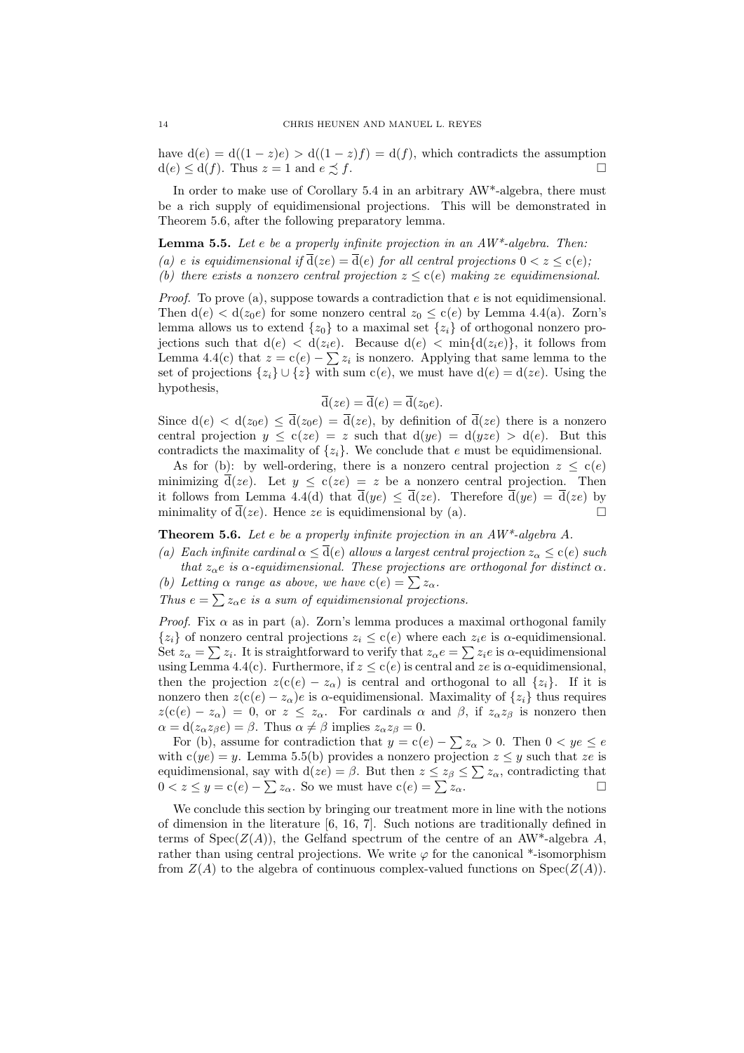have $\mathrm{d}(e) = \mathrm{d}((1-z)e) > \mathrm{d}((1-z)f) = \mathrm{d}(f)$, which contradicts the assumption $\mathrm{d}(e) \leq \mathrm{d}(f)$. Thus $z = 1$ and $e \precsim f$. □

In order to make use of Corollary 5.4 in an arbitrary AW*-algebra, there must be a rich supply of equidimensional projections. This will be demonstrated in Theorem 5.6, after the following preparatory lemma.

**Lemma 5.5.** *Let $e$ be a properly infinite projection in an AW\*-algebra. Then:*
*(a) $e$ is equidimensional if $\overline{\mathrm{d}}(ze) = \overline{\mathrm{d}}(e)$ for all central projections $0 < z \leq \mathrm{c}(e)$;*
*(b) there exists a nonzero central projection $z \leq \mathrm{c}(e)$ making $ze$ equidimensional.*

*Proof.* To prove (a), suppose towards a contradiction that $e$ is not equidimensional. Then $\mathrm{d}(e) < \mathrm{d}(z_0 e)$ for some nonzero central $z_0 \leq \mathrm{c}(e)$ by Lemma 4.4(a). Zorn's lemma allows us to extend $\{z_0\}$ to a maximal set $\{z_i\}$ of orthogonal nonzero projections such that $\mathrm{d}(e) < \mathrm{d}(z_i e)$. Because $\mathrm{d}(e) < \min\{\mathrm{d}(z_i e)\}$, it follows from Lemma 4.4(c) that $z = \mathrm{c}(e) - \sum z_i$ is nonzero. Applying that same lemma to the set of projections $\{z_i\} \cup \{z\}$ with sum $\mathrm{c}(e)$, we must have $\mathrm{d}(e) = \mathrm{d}(ze)$. Using the hypothesis,

$$\overline{\mathrm{d}}(ze) = \overline{\mathrm{d}}(e) = \overline{\mathrm{d}}(z_0 e).$$

Since $\mathrm{d}(e) < \mathrm{d}(z_0 e) \leq \overline{\mathrm{d}}(z_0 e) = \overline{\mathrm{d}}(ze)$, by definition of $\overline{\mathrm{d}}(ze)$ there is a nonzero central projection $y \leq \mathrm{c}(ze) = z$ such that $\mathrm{d}(ye) = \mathrm{d}(yze) > \mathrm{d}(e)$. But this contradicts the maximality of $\{z_i\}$. We conclude that $e$ must be equidimensional.

As for (b): by well-ordering, there is a nonzero central projection $z \leq \mathrm{c}(e)$ minimizing $\overline{\mathrm{d}}(ze)$. Let $y \leq \mathrm{c}(ze) = z$ be a nonzero central projection. Then it follows from Lemma 4.4(d) that $\overline{\mathrm{d}}(ye) \leq \overline{\mathrm{d}}(ze)$. Therefore $\overline{\mathrm{d}}(ye) = \overline{\mathrm{d}}(ze)$ by minimality of $\overline{\mathrm{d}}(ze)$. Hence $ze$ is equidimensional by (a). □

**Theorem 5.6.** *Let $e$ be a properly infinite projection in an AW\*-algebra $A$.*
*(a) Each infinite cardinal $\alpha \leq \overline{\mathrm{d}}(e)$ allows a largest central projection $z_\alpha \leq \mathrm{c}(e)$ such that $z_\alpha e$ is $\alpha$-equidimensional. These projections are orthogonal for distinct $\alpha$.*
*(b) Letting $\alpha$ range as above, we have $\mathrm{c}(e) = \sum z_\alpha$.*
*Thus $e = \sum z_\alpha e$ is a sum of equidimensional projections.*

*Proof.* Fix $\alpha$ as in part (a). Zorn's lemma produces a maximal orthogonal family $\{z_i\}$ of nonzero central projections $z_i \leq \mathrm{c}(e)$ where each $z_i e$ is $\alpha$-equidimensional. Set $z_\alpha = \sum z_i$. It is straightforward to verify that $z_\alpha e = \sum z_i e$ is $\alpha$-equidimensional using Lemma 4.4(c). Furthermore, if $z \leq \mathrm{c}(e)$ is central and $ze$ is $\alpha$-equidimensional, then the projection $z(\mathrm{c}(e) - z_\alpha)$ is central and orthogonal to all $\{z_i\}$. If it is nonzero then $z(\mathrm{c}(e) - z_\alpha)e$ is $\alpha$-equidimensional. Maximality of $\{z_i\}$ thus requires $z(\mathrm{c}(e) - z_\alpha) = 0$, or $z \leq z_\alpha$. For cardinals $\alpha$ and $\beta$, if $z_\alpha z_\beta$ is nonzero then $\alpha = \mathrm{d}(z_\alpha z_\beta e) = \beta$. Thus $\alpha \neq \beta$ implies $z_\alpha z_\beta = 0$.

For (b), assume for contradiction that $y = \mathrm{c}(e) - \sum z_\alpha > 0$. Then $0 < ye \leq e$ with $\mathrm{c}(ye) = y$. Lemma 5.5(b) provides a nonzero projection $z \leq y$ such that $ze$ is equidimensional, say with $\mathrm{d}(ze) = \beta$. But then $z \leq z_\beta \leq \sum z_\alpha$, contradicting that $0 < z \leq y = \mathrm{c}(e) - \sum z_\alpha$. So we must have $\mathrm{c}(e) = \sum z_\alpha$. □

We conclude this section by bringing our treatment more in line with the notions of dimension in the literature [6, 16, 7]. Such notions are traditionally defined in terms of $\mathrm{Spec}(Z(A))$, the Gelfand spectrum of the centre of an AW\*-algebra $A$, rather than using central projections. We write $\varphi$ for the canonical \*-isomorphism from $Z(A)$ to the algebra of continuous complex-valued functions on $\mathrm{Spec}(Z(A))$.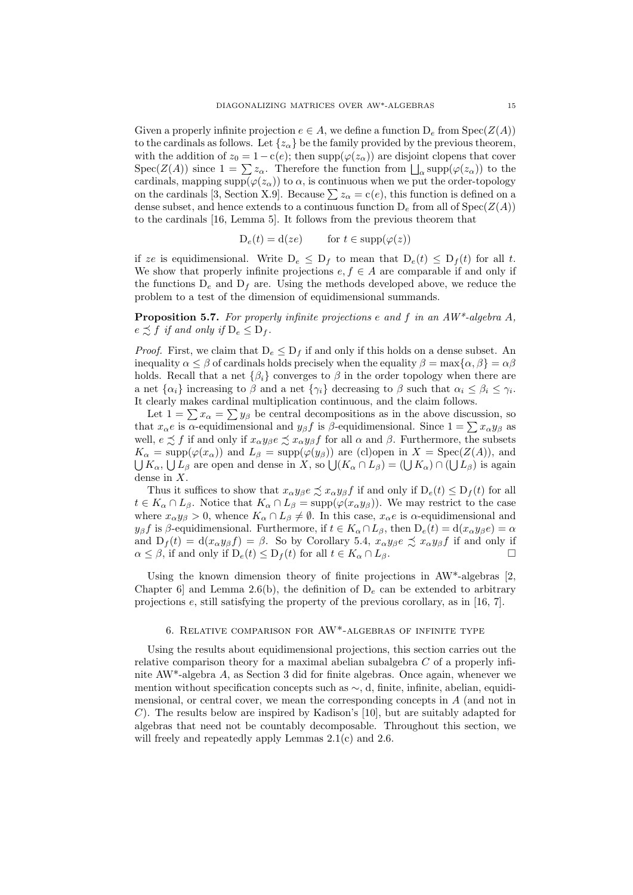Given a properly infinite projection $e \in A$, we define a function $\mathrm{D}_e$ from $\mathrm{Spec}(Z(A))$ to the cardinals as follows. Let $\{z_\alpha\}$ be the family provided by the previous theorem, with the addition of $z_0 = 1 - \mathrm{c}(e)$; then $\mathrm{supp}(\varphi(z_\alpha))$ are disjoint clopens that cover $\mathrm{Spec}(Z(A))$ since $1 = \sum z_\alpha$. Therefore the function from $\bigsqcup_\alpha \mathrm{supp}(\varphi(z_\alpha))$ to the cardinals, mapping $\mathrm{supp}(\varphi(z_\alpha))$ to $\alpha$, is continuous when we put the order-topology on the cardinals [3, Section X.9]. Because $\sum z_\alpha = \mathrm{c}(e)$, this function is defined on a dense subset, and hence extends to a continuous function $\mathrm{D}_e$ from all of $\mathrm{Spec}(Z(A))$ to the cardinals [16, Lemma 5]. It follows from the previous theorem that

$$\mathrm{D}_e(t) = \mathrm{d}(ze) \qquad \text{for } t \in \mathrm{supp}(\varphi(z))$$

if $ze$ is equidimensional. Write $\mathrm{D}_e \leq \mathrm{D}_f$ to mean that $\mathrm{D}_e(t) \leq \mathrm{D}_f(t)$ for all $t$. We show that properly infinite projections $e, f \in A$ are comparable if and only if the functions $\mathrm{D}_e$ and $\mathrm{D}_f$ are. Using the methods developed above, we reduce the problem to a test of the dimension of equidimensional summands.

**Proposition 5.7.** *For properly infinite projections $e$ and $f$ in an AW\*-algebra $A$, $e \precsim f$ if and only if $\mathrm{D}_e \leq \mathrm{D}_f$.*

*Proof.* First, we claim that $\mathrm{D}_e \leq \mathrm{D}_f$ if and only if this holds on a dense subset. An inequality $\alpha \leq \beta$ of cardinals holds precisely when the equality $\beta = \max\{\alpha, \beta\} = \alpha\beta$ holds. Recall that a net $\{\beta_i\}$ converges to $\beta$ in the order topology when there are a net $\{\alpha_i\}$ increasing to $\beta$ and a net $\{\gamma_i\}$ decreasing to $\beta$ such that $\alpha_i \leq \beta_i \leq \gamma_i$. It clearly makes cardinal multiplication continuous, and the claim follows.

Let $1 = \sum x_\alpha = \sum y_\beta$ be central decompositions as in the above discussion, so that $x_\alpha e$ is $\alpha$-equidimensional and $y_\beta f$ is $\beta$-equidimensional. Since $1 = \sum x_\alpha y_\beta$ as well, $e \precsim f$ if and only if $x_\alpha y_\beta e \precsim x_\alpha y_\beta f$ for all $\alpha$ and $\beta$. Furthermore, the subsets $K_\alpha = \mathrm{supp}(\varphi(x_\alpha))$ and $L_\beta = \mathrm{supp}(\varphi(y_\beta))$ are (cl)open in $X = \mathrm{Spec}(Z(A))$, and $\bigcup K_\alpha$, $\bigcup L_\beta$ are open and dense in $X$, so $\bigcup (K_\alpha \cap L_\beta) = (\bigcup K_\alpha) \cap (\bigcup L_\beta)$ is again dense in $X$.

Thus it suffices to show that $x_\alpha y_\beta e \precsim x_\alpha y_\beta f$ if and only if $\mathrm{D}_e(t) \leq \mathrm{D}_f(t)$ for all $t \in K_\alpha \cap L_\beta$. Notice that $K_\alpha \cap L_\beta = \mathrm{supp}(\varphi(x_\alpha y_\beta))$. We may restrict to the case where $x_\alpha y_\beta > 0$, whence $K_\alpha \cap L_\beta \neq \emptyset$. In this case, $x_\alpha e$ is $\alpha$-equidimensional and $y_\beta f$ is $\beta$-equidimensional. Furthermore, if $t \in K_\alpha \cap L_\beta$, then $\mathrm{D}_e(t) = \mathrm{d}(x_\alpha y_\beta e) = \alpha$ and $\mathrm{D}_f(t) = \mathrm{d}(x_\alpha y_\beta f) = \beta$. So by Corollary 5.4, $x_\alpha y_\beta e \precsim x_\alpha y_\beta f$ if and only if $\alpha \leq \beta$, if and only if $\mathrm{D}_e(t) \leq \mathrm{D}_f(t)$ for all $t \in K_\alpha \cap L_\beta$. □

Using the known dimension theory of finite projections in AW\*-algebras [2, Chapter 6] and Lemma 2.6(b), the definition of $\mathrm{D}_e$ can be extended to arbitrary projections $e$, still satisfying the property of the previous corollary, as in [16, 7].

## 6. Relative comparison for AW\*-algebras of infinite type

Using the results about equidimensional projections, this section carries out the relative comparison theory for a maximal abelian subalgebra $C$ of a properly infinite AW\*-algebra $A$, as Section 3 did for finite algebras. Once again, whenever we mention without specification concepts such as $\sim$, d, finite, infinite, abelian, equidimensional, or central cover, we mean the corresponding concepts in $A$ (and not in $C$). The results below are inspired by Kadison's [10], but are suitably adapted for algebras that need not be countably decomposable. Throughout this section, we will freely and repeatedly apply Lemmas 2.1(c) and 2.6.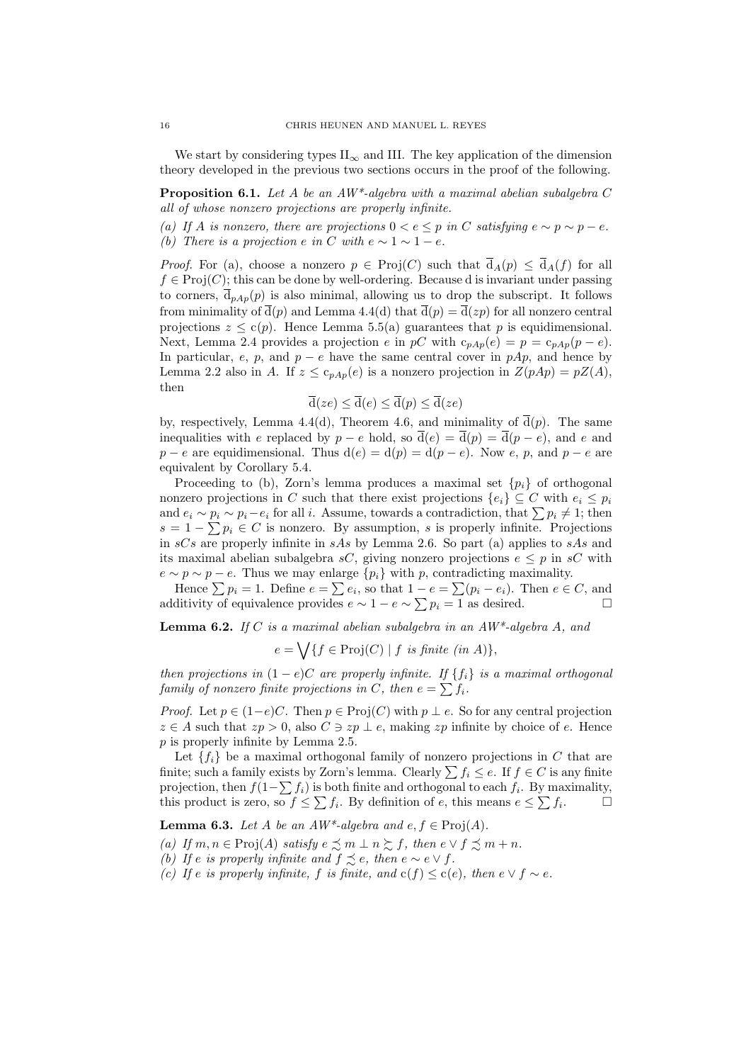We start by considering types $\text{II}_\infty$ and III. The key application of the dimension theory developed in the previous two sections occurs in the proof of the following.

**Proposition 6.1.** *Let $A$ be an AW\*-algebra with a maximal abelian subalgebra $C$ all of whose nonzero projections are properly infinite.*

*(a) If $A$ is nonzero, there are projections $0 < e \leq p$ in $C$ satisfying $e \sim p \sim p - e$.*
*(b) There is a projection $e$ in $C$ with $e \sim 1 \sim 1 - e$.*

*Proof.* For (a), choose a nonzero $p \in \text{Proj}(C)$ such that $\overline{\text{d}}_A(p) \leq \overline{\text{d}}_A(f)$ for all $f \in \text{Proj}(C)$; this can be done by well-ordering. Because d is invariant under passing to corners, $\overline{\text{d}}_{pAp}(p)$ is also minimal, allowing us to drop the subscript. It follows from minimality of $\overline{\text{d}}(p)$ and Lemma 4.4(d) that $\overline{\text{d}}(p) = \overline{\text{d}}(zp)$ for all nonzero central projections $z \leq \text{c}(p)$. Hence Lemma 5.5(a) guarantees that $p$ is equidimensional. Next, Lemma 2.4 provides a projection $e$ in $pC$ with $\text{c}_{pAp}(e) = p = \text{c}_{pAp}(p - e)$. In particular, $e$, $p$, and $p - e$ have the same central cover in $pAp$, and hence by Lemma 2.2 also in $A$. If $z \leq \text{c}_{pAp}(e)$ is a nonzero projection in $Z(pAp) = pZ(A)$, then

$$\overline{\text{d}}(ze) \leq \overline{\text{d}}(e) \leq \overline{\text{d}}(p) \leq \overline{\text{d}}(ze)$$

by, respectively, Lemma 4.4(d), Theorem 4.6, and minimality of $\overline{\text{d}}(p)$. The same inequalities with $e$ replaced by $p - e$ hold, so $\overline{\text{d}}(e) = \overline{\text{d}}(p) = \overline{\text{d}}(p - e)$, and $e$ and $p - e$ are equidimensional. Thus $\text{d}(e) = \text{d}(p) = \text{d}(p - e)$. Now $e$, $p$, and $p - e$ are equivalent by Corollary 5.4.

Proceeding to (b), Zorn's lemma produces a maximal set $\{p_i\}$ of orthogonal nonzero projections in $C$ such that there exist projections $\{e_i\} \subseteq C$ with $e_i \leq p_i$ and $e_i \sim p_i \sim p_i - e_i$ for all $i$. Assume, towards a contradiction, that $\sum p_i \neq 1$; then $s = 1 - \sum p_i \in C$ is nonzero. By assumption, $s$ is properly infinite. Projections in $sCs$ are properly infinite in $sAs$ by Lemma 2.6. So part (a) applies to $sAs$ and its maximal abelian subalgebra $sC$, giving nonzero projections $e \leq p$ in $sC$ with $e \sim p \sim p - e$. Thus we may enlarge $\{p_i\}$ with $p$, contradicting maximality.

Hence $\sum p_i = 1$. Define $e = \sum e_i$, so that $1 - e = \sum(p_i - e_i)$. Then $e \in C$, and additivity of equivalence provides $e \sim 1 - e \sim \sum p_i = 1$ as desired. $\square$

**Lemma 6.2.** *If $C$ is a maximal abelian subalgebra in an AW\*-algebra $A$, and*

$$e = \bigvee \{f \in \text{Proj}(C) \mid f \text{ is finite (in } A)\},$$

*then projections in $(1-e)C$ are properly infinite. If $\{f_i\}$ is a maximal orthogonal family of nonzero finite projections in $C$, then $e = \sum f_i$.*

*Proof.* Let $p \in (1-e)C$. Then $p \in \text{Proj}(C)$ with $p \perp e$. So for any central projection $z \in A$ such that $zp > 0$, also $C \ni zp \perp e$, making $zp$ infinite by choice of $e$. Hence $p$ is properly infinite by Lemma 2.5.

Let $\{f_i\}$ be a maximal orthogonal family of nonzero projections in $C$ that are finite; such a family exists by Zorn's lemma. Clearly $\sum f_i \leq e$. If $f \in C$ is any finite projection, then $f(1 - \sum f_i)$ is both finite and orthogonal to each $f_i$. By maximality, this product is zero, so $f \leq \sum f_i$. By definition of $e$, this means $e \leq \sum f_i$. $\square$

**Lemma 6.3.** *Let $A$ be an AW\*-algebra and $e, f \in \text{Proj}(A)$.*

*(a) If $m, n \in \text{Proj}(A)$ satisfy $e \precsim m \perp n \succsim f$, then $e \vee f \precsim m + n$.*
*(b) If $e$ is properly infinite and $f \precsim e$, then $e \sim e \vee f$.*
*(c) If $e$ is properly infinite, $f$ is finite, and $\text{c}(f) \leq \text{c}(e)$, then $e \vee f \sim e$.*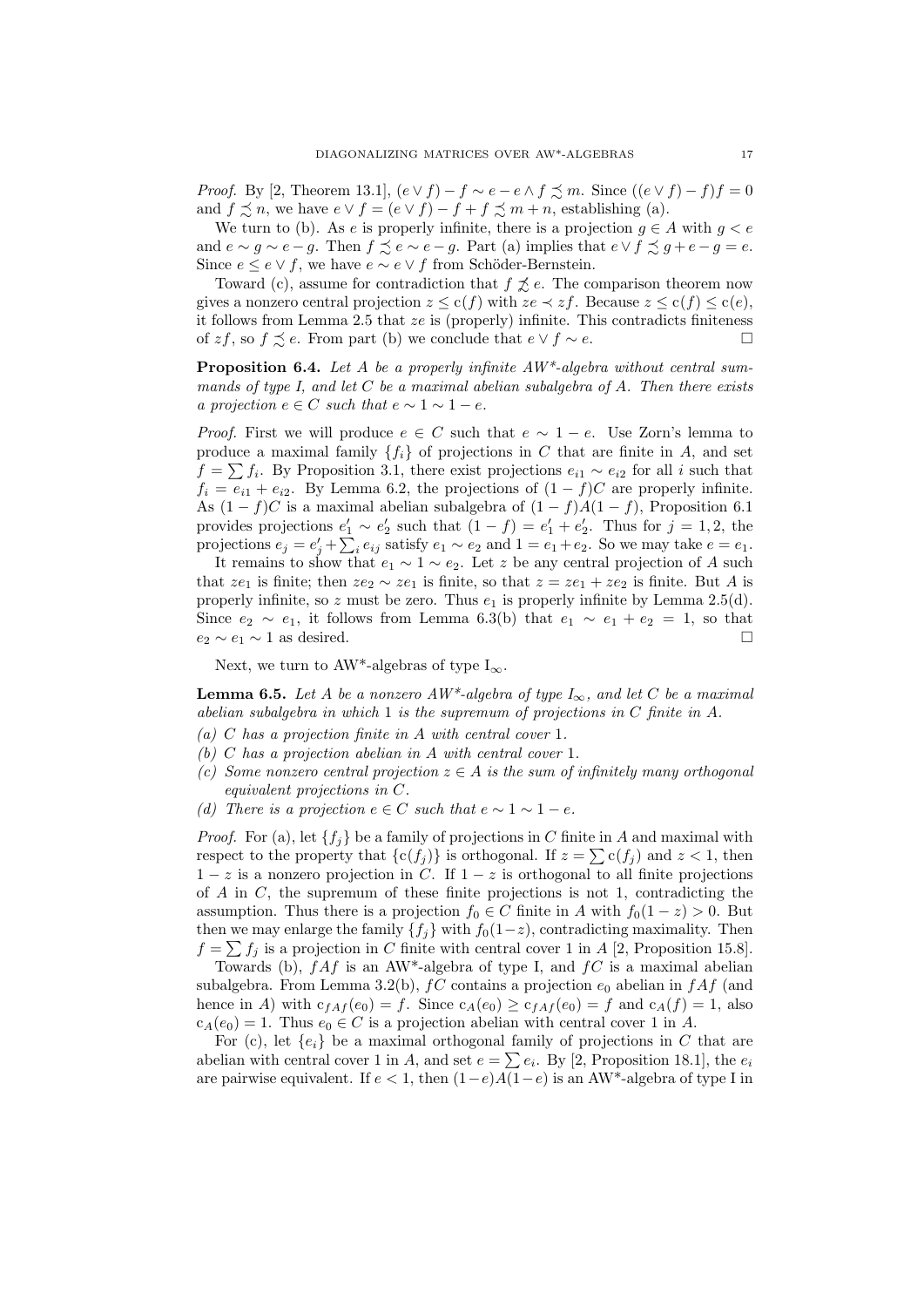*Proof.* By [2, Theorem 13.1], $(e \vee f) - f \sim e - e \wedge f \precsim m$. Since $((e \vee f) - f)f = 0$ and $f \precsim n$, we have $e \vee f = (e \vee f) - f + f \precsim m + n$, establishing (a).

We turn to (b). As $e$ is properly infinite, there is a projection $g \in A$ with $g < e$ and $e \sim g \sim e - g$. Then $f \precsim e \sim e - g$. Part (a) implies that $e \vee f \precsim g + e - g = e$. Since $e \leq e \vee f$, we have $e \sim e \vee f$ from Schöder-Bernstein.

Toward (c), assume for contradiction that $f \not\precsim e$. The comparison theorem now gives a nonzero central projection $z \leq \mathrm{c}(f)$ with $ze \prec zf$. Because $z \leq \mathrm{c}(f) \leq \mathrm{c}(e)$, it follows from Lemma 2.5 that $ze$ is (properly) infinite. This contradicts finiteness of $zf$, so $f \precsim e$. From part (b) we conclude that $e \vee f \sim e$. $\square$

**Proposition 6.4.** *Let $A$ be a properly infinite AW\*-algebra without central summands of type I, and let $C$ be a maximal abelian subalgebra of $A$. Then there exists a projection $e \in C$ such that $e \sim 1 \sim 1 - e$.*

*Proof.* First we will produce $e \in C$ such that $e \sim 1 - e$. Use Zorn's lemma to produce a maximal family $\{f_i\}$ of projections in $C$ that are finite in $A$, and set $f = \sum f_i$. By Proposition 3.1, there exist projections $e_{i1} \sim e_{i2}$ for all $i$ such that $f_i = e_{i1} + e_{i2}$. By Lemma 6.2, the projections of $(1 - f)C$ are properly infinite. As $(1 - f)C$ is a maximal abelian subalgebra of $(1 - f)A(1 - f)$, Proposition 6.1 provides projections $e_1' \sim e_2'$ such that $(1 - f) = e_1' + e_2'$. Thus for $j = 1, 2$, the projections $e_j = e_j' + \sum_i e_{ij}$ satisfy $e_1 \sim e_2$ and $1 = e_1 + e_2$. So we may take $e = e_1$.

It remains to show that $e_1 \sim 1 \sim e_2$. Let $z$ be any central projection of $A$ such that $ze_1$ is finite; then $ze_2 \sim ze_1$ is finite, so that $z = ze_1 + ze_2$ is finite. But $A$ is properly infinite, so $z$ must be zero. Thus $e_1$ is properly infinite by Lemma 2.5(d). Since $e_2 \sim e_1$, it follows from Lemma 6.3(b) that $e_1 \sim e_1 + e_2 = 1$, so that $e_2 \sim e_1 \sim 1$ as desired. $\square$

Next, we turn to AW\*-algebras of type $\mathrm{I}_\infty$.

**Lemma 6.5.** *Let $A$ be a nonzero AW\*-algebra of type $\mathrm{I}_\infty$, and let $C$ be a maximal abelian subalgebra in which $1$ is the supremum of projections in $C$ finite in $A$.*

*(a) $C$ has a projection finite in $A$ with central cover $1$.*

*(b) $C$ has a projection abelian in $A$ with central cover $1$.*

*(c) Some nonzero central projection $z \in A$ is the sum of infinitely many orthogonal equivalent projections in $C$.*

*(d) There is a projection $e \in C$ such that $e \sim 1 \sim 1 - e$.*

*Proof.* For (a), let $\{f_j\}$ be a family of projections in $C$ finite in $A$ and maximal with respect to the property that $\{\mathrm{c}(f_j)\}$ is orthogonal. If $z = \sum \mathrm{c}(f_j)$ and $z < 1$, then $1 - z$ is a nonzero projection in $C$. If $1 - z$ is orthogonal to all finite projections of $A$ in $C$, the supremum of these finite projections is not $1$, contradicting the assumption. Thus there is a projection $f_0 \in C$ finite in $A$ with $f_0(1 - z) > 0$. But then we may enlarge the family $\{f_j\}$ with $f_0(1-z)$, contradicting maximality. Then $f = \sum f_j$ is a projection in $C$ finite with central cover $1$ in $A$ [2, Proposition 15.8].

Towards (b), $fAf$ is an AW\*-algebra of type I, and $fC$ is a maximal abelian subalgebra. From Lemma 3.2(b), $fC$ contains a projection $e_0$ abelian in $fAf$ (and hence in $A$) with $\mathrm{c}_{fAf}(e_0) = f$. Since $\mathrm{c}_A(e_0) \geq \mathrm{c}_{fAf}(e_0) = f$ and $\mathrm{c}_A(f) = 1$, also $\mathrm{c}_A(e_0) = 1$. Thus $e_0 \in C$ is a projection abelian with central cover $1$ in $A$.

For (c), let $\{e_i\}$ be a maximal orthogonal family of projections in $C$ that are abelian with central cover $1$ in $A$, and set $e = \sum e_i$. By [2, Proposition 18.1], the $e_i$ are pairwise equivalent. If $e < 1$, then $(1-e)A(1-e)$ is an AW\*-algebra of type I in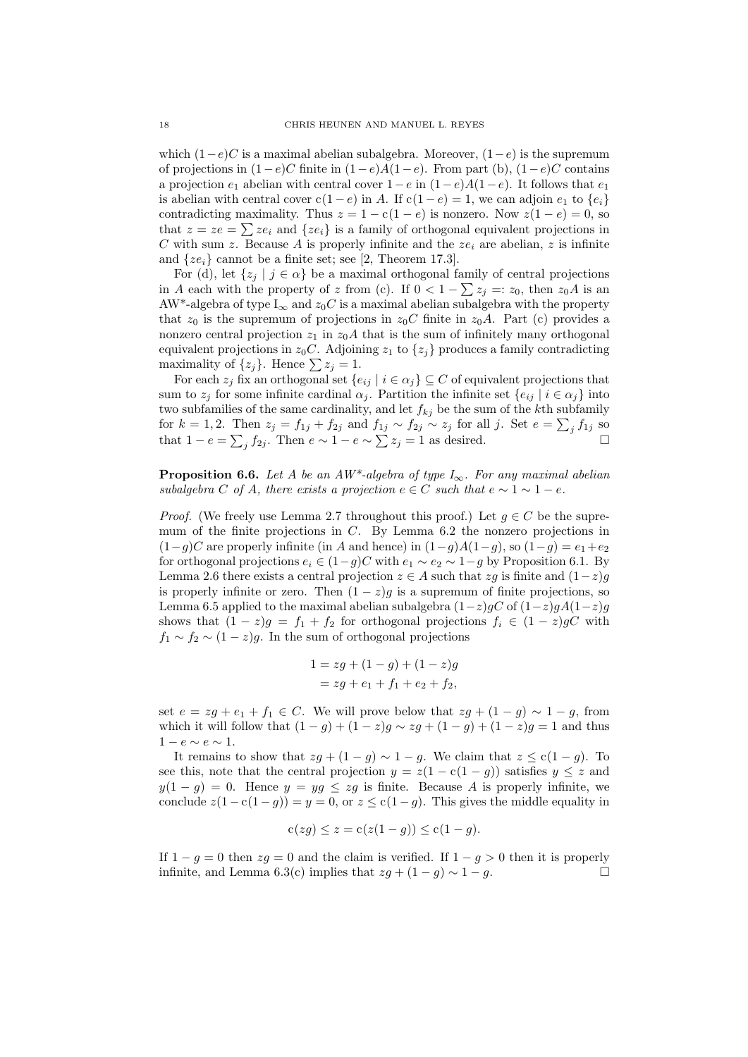which $(1-e)C$ is a maximal abelian subalgebra. Moreover, $(1-e)$ is the supremum of projections in $(1-e)C$ finite in $(1-e)A(1-e)$. From part (b), $(1-e)C$ contains a projection $e_1$ abelian with central cover $1-e$ in $(1-e)A(1-e)$. It follows that $e_1$ is abelian with central cover $\mathrm{c}(1-e)$ in $A$. If $\mathrm{c}(1-e)=1$, we can adjoin $e_1$ to $\{e_i\}$ contradicting maximality. Thus $z = 1-\mathrm{c}(1-e)$ is nonzero. Now $z(1-e)=0$, so that $z = ze = \sum ze_i$ and $\{ze_i\}$ is a family of orthogonal equivalent projections in $C$ with sum $z$. Because $A$ is properly infinite and the $ze_i$ are abelian, $z$ is infinite and $\{ze_i\}$ cannot be a finite set; see [2, Theorem 17.3].

For (d), let $\{z_j \mid j \in \alpha\}$ be a maximal orthogonal family of central projections in $A$ each with the property of $z$ from (c). If $0 < 1 - \sum z_j =: z_0$, then $z_0 A$ is an AW\*-algebra of type $\mathrm{I}_\infty$ and $z_0 C$ is a maximal abelian subalgebra with the property that $z_0$ is the supremum of projections in $z_0 C$ finite in $z_0 A$. Part (c) provides a nonzero central projection $z_1$ in $z_0 A$ that is the sum of infinitely many orthogonal equivalent projections in $z_0 C$. Adjoining $z_1$ to $\{z_j\}$ produces a family contradicting maximality of $\{z_j\}$. Hence $\sum z_j = 1$.

For each $z_j$ fix an orthogonal set $\{e_{ij} \mid i \in \alpha_j\} \subseteq C$ of equivalent projections that sum to $z_j$ for some infinite cardinal $\alpha_j$. Partition the infinite set $\{e_{ij} \mid i \in \alpha_j\}$ into two subfamilies of the same cardinality, and let $f_{kj}$ be the sum of the $k$th subfamily for $k=1,2$. Then $z_j = f_{1j} + f_{2j}$ and $f_{1j} \sim f_{2j} \sim z_j$ for all $j$. Set $e = \sum_j f_{1j}$ so that $1 - e = \sum_j f_{2j}$. Then $e \sim 1 - e \sim \sum z_j = 1$ as desired. $\square$

**Proposition 6.6.** *Let $A$ be an AW\*-algebra of type $I_\infty$. For any maximal abelian subalgebra $C$ of $A$, there exists a projection $e \in C$ such that $e \sim 1 \sim 1-e$.*

*Proof.* (We freely use Lemma 2.7 throughout this proof.) Let $g \in C$ be the supremum of the finite projections in $C$. By Lemma 6.2 the nonzero projections in $(1-g)C$ are properly infinite (in $A$ and hence) in $(1-g)A(1-g)$, so $(1-g) = e_1 + e_2$ for orthogonal projections $e_i \in (1-g)C$ with $e_1 \sim e_2 \sim 1-g$ by Proposition 6.1. By Lemma 2.6 there exists a central projection $z \in A$ such that $zg$ is finite and $(1-z)g$ is properly infinite or zero. Then $(1-z)g$ is a supremum of finite projections, so Lemma 6.5 applied to the maximal abelian subalgebra $(1-z)gC$ of $(1-z)gA(1-z)g$ shows that $(1-z)g = f_1 + f_2$ for orthogonal projections $f_i \in (1-z)gC$ with $f_1 \sim f_2 \sim (1-z)g$. In the sum of orthogonal projections

$$
\begin{aligned}
1 &= zg + (1-g) + (1-z)g \\
&= zg + e_1 + f_1 + e_2 + f_2,
\end{aligned}
$$

set $e = zg + e_1 + f_1 \in C$. We will prove below that $zg + (1-g) \sim 1-g$, from which it will follow that $(1-g) + (1-z)g \sim zg + (1-g) + (1-z)g = 1$ and thus $1 - e \sim e \sim 1$.

It remains to show that $zg + (1-g) \sim 1-g$. We claim that $z \leq \mathrm{c}(1-g)$. To see this, note that the central projection $y = z(1-\mathrm{c}(1-g))$ satisfies $y \leq z$ and $y(1-g) = 0$. Hence $y = yg \leq zg$ is finite. Because $A$ is properly infinite, we conclude $z(1-\mathrm{c}(1-g)) = y = 0$, or $z \leq \mathrm{c}(1-g)$. This gives the middle equality in

$$
\mathrm{c}(zg) \leq z = \mathrm{c}(z(1-g)) \leq \mathrm{c}(1-g).
$$

If $1-g=0$ then $zg=0$ and the claim is verified. If $1-g>0$ then it is properly infinite, and Lemma 6.3(c) implies that $zg + (1-g) \sim 1-g$. $\square$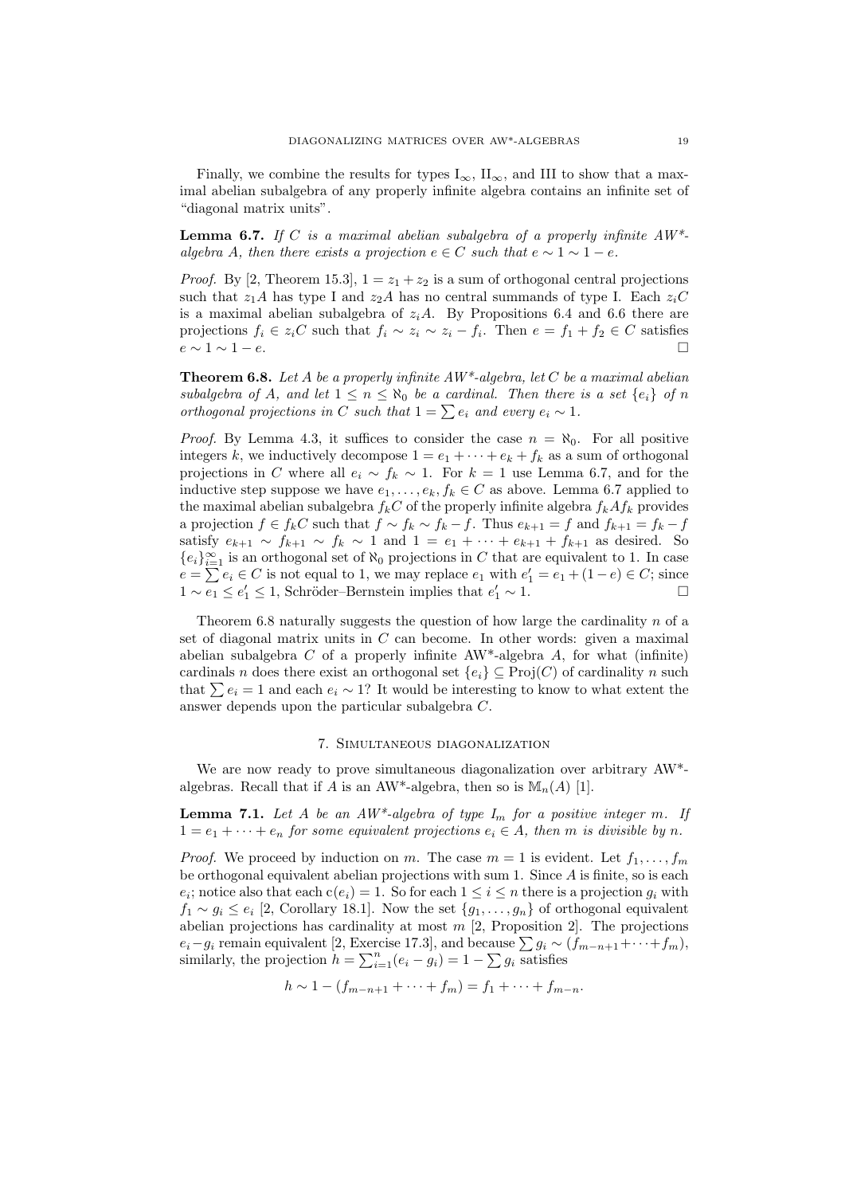Finally, we combine the results for types $\mathrm{I}_\infty$, $\mathrm{II}_\infty$, and III to show that a maximal abelian subalgebra of any properly infinite algebra contains an infinite set of "diagonal matrix units".

**Lemma 6.7.** *If $C$ is a maximal abelian subalgebra of a properly infinite AW\*-algebra $A$, then there exists a projection $e \in C$ such that $e \sim 1 \sim 1 - e$.*

*Proof.* By [2, Theorem 15.3], $1 = z_1 + z_2$ is a sum of orthogonal central projections such that $z_1 A$ has type I and $z_2 A$ has no central summands of type I. Each $z_i C$ is a maximal abelian subalgebra of $z_i A$. By Propositions 6.4 and 6.6 there are projections $f_i \in z_i C$ such that $f_i \sim z_i \sim z_i - f_i$. Then $e = f_1 + f_2 \in C$ satisfies $e \sim 1 \sim 1 - e$. □

**Theorem 6.8.** *Let $A$ be a properly infinite AW\*-algebra, let $C$ be a maximal abelian subalgebra of $A$, and let $1 \leq n \leq \aleph_0$ be a cardinal. Then there is a set $\{e_i\}$ of $n$ orthogonal projections in $C$ such that $1 = \sum e_i$ and every $e_i \sim 1$.*

*Proof.* By Lemma 4.3, it suffices to consider the case $n = \aleph_0$. For all positive integers $k$, we inductively decompose $1 = e_1 + \cdots + e_k + f_k$ as a sum of orthogonal projections in $C$ where all $e_i \sim f_k \sim 1$. For $k = 1$ use Lemma 6.7, and for the inductive step suppose we have $e_1, \ldots, e_k, f_k \in C$ as above. Lemma 6.7 applied to the maximal abelian subalgebra $f_k C$ of the properly infinite algebra $f_k A f_k$ provides a projection $f \in f_k C$ such that $f \sim f_k \sim f_k - f$. Thus $e_{k+1} = f$ and $f_{k+1} = f_k - f$ satisfy $e_{k+1} \sim f_{k+1} \sim 1$ and $1 = e_1 + \cdots + e_{k+1} + f_{k+1}$ as desired. So $\{e_i\}_{i=1}^{\infty}$ is an orthogonal set of $\aleph_0$ projections in $C$ that are equivalent to 1. In case $e = \sum e_i \in C$ is not equal to 1, we may replace $e_1$ with $e_1' = e_1 + (1 - e) \in C$; since $1 \sim e_1 \leq e_1' \leq 1$, Schröder–Bernstein implies that $e_1' \sim 1$. □

Theorem 6.8 naturally suggests the question of how large the cardinality $n$ of a set of diagonal matrix units in $C$ can become. In other words: given a maximal abelian subalgebra $C$ of a properly infinite AW\*-algebra $A$, for what (infinite) cardinals $n$ does there exist an orthogonal set $\{e_i\} \subseteq \mathrm{Proj}(C)$ of cardinality $n$ such that $\sum e_i = 1$ and each $e_i \sim 1$? It would be interesting to know to what extent the answer depends upon the particular subalgebra $C$.

## 7. Simultaneous diagonalization

We are now ready to prove simultaneous diagonalization over arbitrary AW\*-algebras. Recall that if $A$ is an AW\*-algebra, then so is $\mathbb{M}_n(A)$ [1].

**Lemma 7.1.** *Let $A$ be an AW\*-algebra of type $\mathrm{I}_m$ for a positive integer $m$. If $1 = e_1 + \cdots + e_n$ for some equivalent projections $e_i \in A$, then $m$ is divisible by $n$.*

*Proof.* We proceed by induction on $m$. The case $m = 1$ is evident. Let $f_1, \ldots, f_m$ be orthogonal equivalent abelian projections with sum 1. Since $A$ is finite, so is each $e_i$; notice also that each $\mathrm{c}(e_i) = 1$. So for each $1 \leq i \leq n$ there is a projection $g_i$ with $f_1 \sim g_i \leq e_i$ [2, Corollary 18.1]. Now the set $\{g_1, \ldots, g_n\}$ of orthogonal equivalent abelian projections has cardinality at most $m$ [2, Proposition 2]. The projections $e_i - g_i$ remain equivalent [2, Exercise 17.3], and because $\sum g_i \sim (f_{m-n+1} + \cdots + f_m)$, similarly, the projection $h = \sum_{i=1}^{n} (e_i - g_i) = 1 - \sum g_i$ satisfies

$$h \sim 1 - (f_{m-n+1} + \cdots + f_m) = f_1 + \cdots + f_{m-n}.$$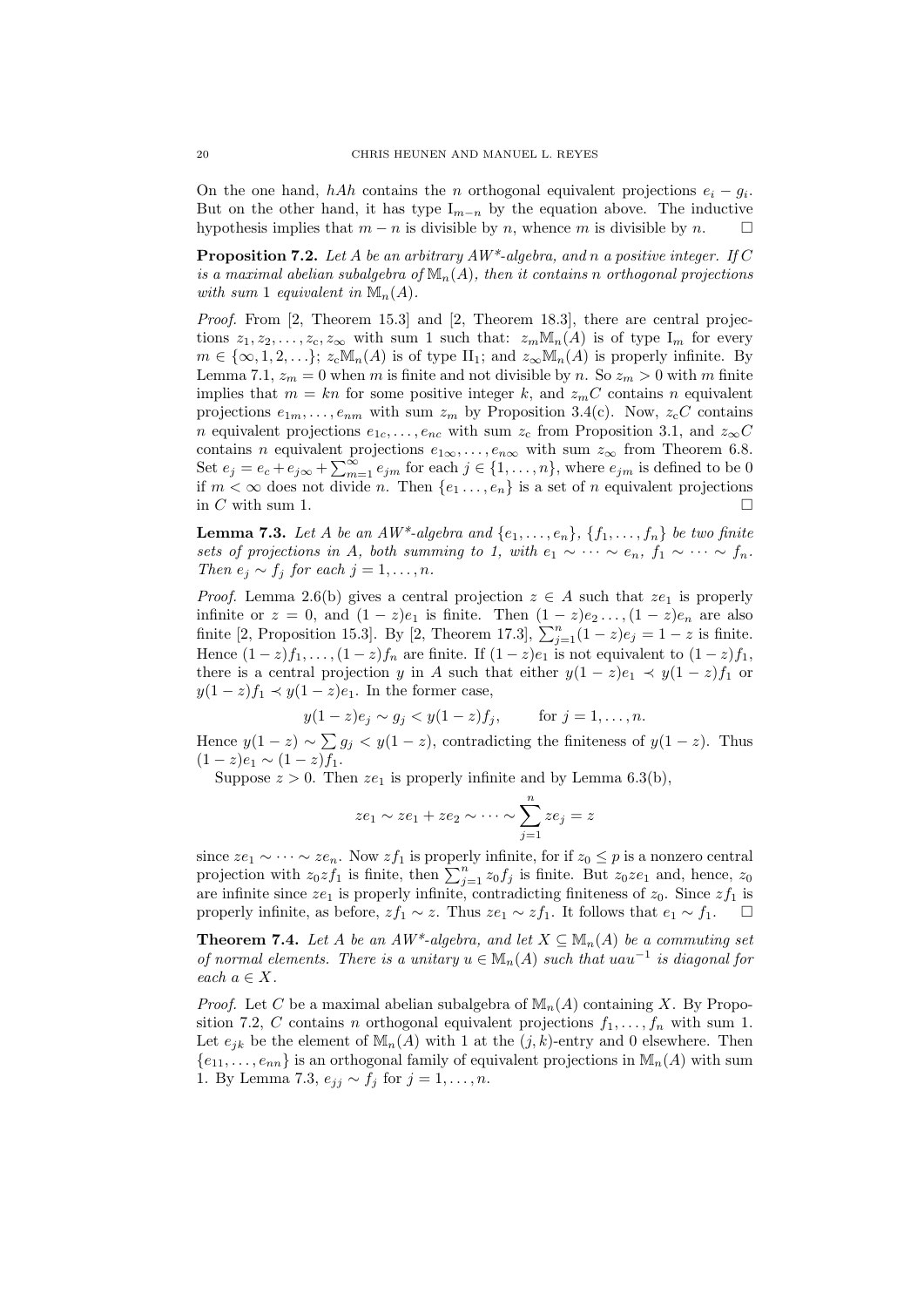On the one hand, $hAh$ contains the $n$ orthogonal equivalent projections $e_i - g_i$. But on the other hand, it has type $\mathrm{I}_{m-n}$ by the equation above. The inductive hypothesis implies that $m - n$ is divisible by $n$, whence $m$ is divisible by $n$. $\square$

**Proposition 7.2.** *Let $A$ be an arbitrary AW\*-algebra, and $n$ a positive integer. If $C$ is a maximal abelian subalgebra of $\mathbb{M}_n(A)$, then it contains $n$ orthogonal projections with sum 1 equivalent in $\mathbb{M}_n(A)$.*

*Proof.* From [2, Theorem 15.3] and [2, Theorem 18.3], there are central projections $z_1, z_2, \ldots, z_c, z_\infty$ with sum 1 such that: $z_m\mathbb{M}_n(A)$ is of type $\mathrm{I}_m$ for every $m \in \{\infty, 1, 2, \ldots\}$; $z_c\mathbb{M}_n(A)$ is of type $\mathrm{II}_1$; and $z_\infty\mathbb{M}_n(A)$ is properly infinite. By Lemma 7.1, $z_m = 0$ when $m$ is finite and not divisible by $n$. So $z_m > 0$ with $m$ finite implies that $m = kn$ for some positive integer $k$, and $z_mC$ contains $n$ equivalent projections $e_{1m}, \ldots, e_{nm}$ with sum $z_m$ by Proposition 3.4(c). Now, $z_cC$ contains $n$ equivalent projections $e_{1c}, \ldots, e_{nc}$ with sum $z_c$ from Proposition 3.1, and $z_\infty C$ contains $n$ equivalent projections $e_{1\infty}, \ldots, e_{n\infty}$ with sum $z_\infty$ from Theorem 6.8. Set $e_j = e_c + e_{j\infty} + \sum_{m=1}^{\infty} e_{jm}$ for each $j \in \{1, \ldots, n\}$, where $e_{jm}$ is defined to be 0 if $m < \infty$ does not divide $n$. Then $\{e_1 \ldots, e_n\}$ is a set of $n$ equivalent projections in $C$ with sum 1. $\square$

**Lemma 7.3.** *Let $A$ be an AW\*-algebra and $\{e_1, \ldots, e_n\}$, $\{f_1, \ldots, f_n\}$ be two finite sets of projections in $A$, both summing to 1, with $e_1 \sim \cdots \sim e_n$, $f_1 \sim \cdots \sim f_n$. Then $e_j \sim f_j$ for each $j = 1, \ldots, n$.*

*Proof.* Lemma 2.6(b) gives a central projection $z \in A$ such that $ze_1$ is properly infinite or $z = 0$, and $(1-z)e_1$ is finite. Then $(1-z)e_2 \ldots, (1-z)e_n$ are also finite [2, Proposition 15.3]. By [2, Theorem 17.3], $\sum_{j=1}^{n}(1-z)e_j = 1 - z$ is finite. Hence $(1-z)f_1, \ldots, (1-z)f_n$ are finite. If $(1-z)e_1$ is not equivalent to $(1-z)f_1$, there is a central projection $y$ in $A$ such that either $y(1-z)e_1 \prec y(1-z)f_1$ or $y(1-z)f_1 \prec y(1-z)e_1$. In the former case,

$$y(1-z)e_j \sim g_j < y(1-z)f_j, \qquad \text{for } j = 1, \ldots, n.$$

Hence $y(1-z) \sim \sum g_j < y(1-z)$, contradicting the finiteness of $y(1-z)$. Thus $(1-z)e_1 \sim (1-z)f_1$.

Suppose $z > 0$. Then $ze_1$ is properly infinite and by Lemma 6.3(b),

$$ze_1 \sim ze_1 + ze_2 \sim \cdots \sim \sum_{j=1}^{n} ze_j = z$$

since $ze_1 \sim \cdots \sim ze_n$. Now $zf_1$ is properly infinite, for if $z_0 \leq p$ is a nonzero central projection with $z_0zf_1$ is finite, then $\sum_{j=1}^{n} z_0f_j$ is finite. But $z_0ze_1$ and, hence, $z_0$ are infinite since $ze_1$ is properly infinite, contradicting finiteness of $z_0$. Since $zf_1$ is properly infinite, as before, $zf_1 \sim z$. Thus $ze_1 \sim zf_1$. It follows that $e_1 \sim f_1$. $\square$

**Theorem 7.4.** *Let $A$ be an AW\*-algebra, and let $X \subseteq \mathbb{M}_n(A)$ be a commuting set of normal elements. There is a unitary $u \in \mathbb{M}_n(A)$ such that $uau^{-1}$ is diagonal for each $a \in X$.*

*Proof.* Let $C$ be a maximal abelian subalgebra of $\mathbb{M}_n(A)$ containing $X$. By Proposition 7.2, $C$ contains $n$ orthogonal equivalent projections $f_1, \ldots, f_n$ with sum 1. Let $e_{jk}$ be the element of $\mathbb{M}_n(A)$ with 1 at the $(j,k)$-entry and 0 elsewhere. Then $\{e_{11}, \ldots, e_{nn}\}$ is an orthogonal family of equivalent projections in $\mathbb{M}_n(A)$ with sum 1. By Lemma 7.3, $e_{jj} \sim f_j$ for $j = 1, \ldots, n$.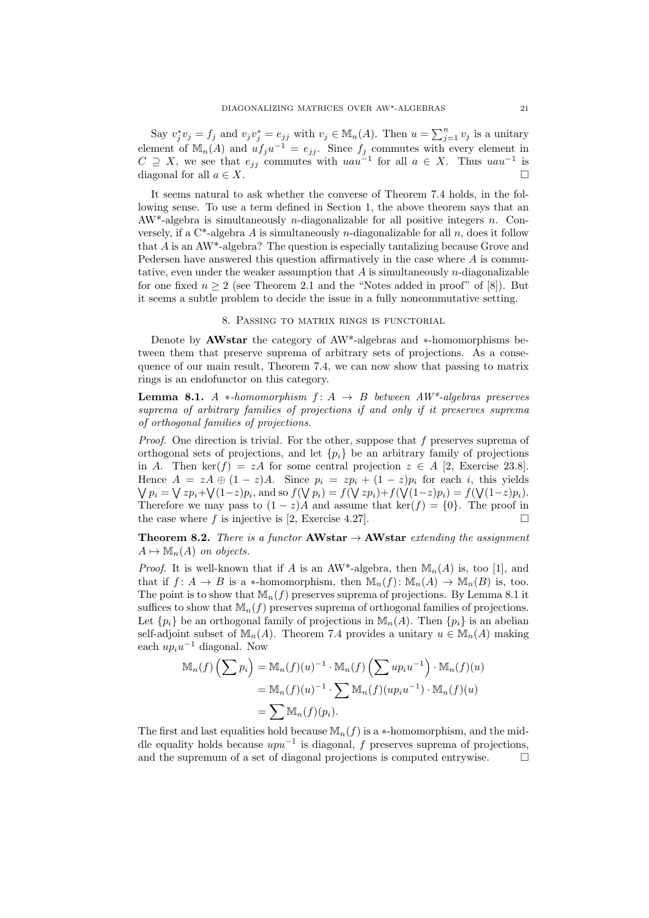Say $v_j^* v_j = f_j$ and $v_j v_j^* = e_{jj}$ with $v_j \in \mathbb{M}_n(A)$. Then $u = \sum_{j=1}^n v_j$ is a unitary element of $\mathbb{M}_n(A)$ and $u f_j u^{-1} = e_{jj}$. Since $f_j$ commutes with every element in $C \supseteq X$, we see that $e_{jj}$ commutes with $uau^{-1}$ for all $a \in X$. Thus $uau^{-1}$ is diagonal for all $a \in X$. □

It seems natural to ask whether the converse of Theorem 7.4 holds, in the following sense. To use a term defined in Section 1, the above theorem says that an AW*-algebra is simultaneously $n$-diagonalizable for all positive integers $n$. Conversely, if a C*-algebra $A$ is simultaneously $n$-diagonalizable for all $n$, does it follow that $A$ is an AW*-algebra? The question is especially tantalizing because Grove and Pedersen have answered this question affirmatively in the case where $A$ is commutative, even under the weaker assumption that $A$ is simultaneously $n$-diagonalizable for one fixed $n \geq 2$ (see Theorem 2.1 and the "Notes added in proof" of [8]). But it seems a subtle problem to decide the issue in a fully noncommutative setting.

## 8. Passing to matrix rings is functorial

Denote by **AWstar** the category of AW*-algebras and ∗-homomorphisms between them that preserve suprema of arbitrary sets of projections. As a consequence of our main result, Theorem 7.4, we can now show that passing to matrix rings is an endofunctor on this category.

**Lemma 8.1.** *A ∗-homomorphism $f\colon A \to B$ between AW*-algebras preserves suprema of arbitrary families of projections if and only if it preserves suprema of orthogonal families of projections.*

*Proof.* One direction is trivial. For the other, suppose that $f$ preserves suprema of orthogonal sets of projections, and let $\{p_i\}$ be an arbitrary family of projections in $A$. Then $\ker(f) = zA$ for some central projection $z \in A$ [2, Exercise 23.8]. Hence $A = zA \oplus (1-z)A$. Since $p_i = zp_i + (1-z)p_i$ for each $i$, this yields $\bigvee p_i = \bigvee zp_i + \bigvee (1-z)p_i$, and so $f(\bigvee p_i) = f(\bigvee zp_i) + f(\bigvee (1-z)p_i) = f(\bigvee (1-z)p_i)$. Therefore we may pass to $(1-z)A$ and assume that $\ker(f) = \{0\}$. The proof in the case where $f$ is injective is [2, Exercise 4.27]. □

**Theorem 8.2.** *There is a functor* **AWstar** $\to$ **AWstar** *extending the assignment $A \mapsto \mathbb{M}_n(A)$ on objects.*

*Proof.* It is well-known that if $A$ is an AW*-algebra, then $\mathbb{M}_n(A)$ is, too [1], and that if $f\colon A \to B$ is a ∗-homomorphism, then $\mathbb{M}_n(f)\colon \mathbb{M}_n(A) \to \mathbb{M}_n(B)$ is, too. The point is to show that $\mathbb{M}_n(f)$ preserves suprema of projections. By Lemma 8.1 it suffices to show that $\mathbb{M}_n(f)$ preserves suprema of orthogonal families of projections. Let $\{p_i\}$ be an orthogonal family of projections in $\mathbb{M}_n(A)$. Then $\{p_i\}$ is an abelian self-adjoint subset of $\mathbb{M}_n(A)$. Theorem 7.4 provides a unitary $u \in \mathbb{M}_n(A)$ making each $up_iu^{-1}$ diagonal. Now

$$
\begin{aligned}
\mathbb{M}_n(f)\left(\sum p_i\right) &= \mathbb{M}_n(f)(u)^{-1} \cdot \mathbb{M}_n(f)\left(\sum up_iu^{-1}\right) \cdot \mathbb{M}_n(f)(u) \\
&= \mathbb{M}_n(f)(u)^{-1} \cdot \sum \mathbb{M}_n(f)(up_iu^{-1}) \cdot \mathbb{M}_n(f)(u) \\
&= \sum \mathbb{M}_n(f)(p_i).
\end{aligned}
$$

The first and last equalities hold because $\mathbb{M}_n(f)$ is a ∗-homomorphism, and the middle equality holds because $upu^{-1}$ is diagonal, $f$ preserves suprema of projections, and the supremum of a set of diagonal projections is computed entrywise. □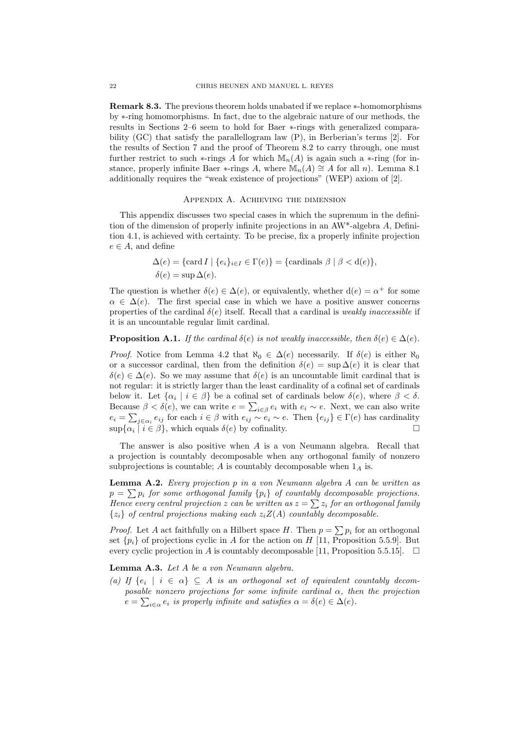**Remark 8.3.** The previous theorem holds unabated if we replace $*$-homomorphisms by $*$-ring homomorphisms. In fact, due to the algebraic nature of our methods, the results in Sections 2–6 seem to hold for Baer $*$-rings with generalized comparability (GC) that satisfy the parallellogram law (P), in Berberian's terms [2]. For the results of Section 7 and the proof of Theorem 8.2 to carry through, one must further restrict to such $*$-rings $A$ for which $\mathbb{M}_n(A)$ is again such a $*$-ring (for instance, properly infinite Baer $*$-rings $A$, where $\mathbb{M}_n(A) \cong A$ for all $n$). Lemma 8.1 additionally requires the "weak existence of projections" (WEP) axiom of [2].

## Appendix A. Achieving the dimension

This appendix discusses two special cases in which the supremum in the definition of the dimension of properly infinite projections in an AW*-algebra $A$, Definition 4.1, is achieved with certainty. To be precise, fix a properly infinite projection $e \in A$, and define

$$\Delta(e) = \{\operatorname{card} I \mid \{e_i\}_{i \in I} \in \Gamma(e)\} = \{\text{cardinals } \beta \mid \beta < \mathrm{d}(e)\},$$
$$\delta(e) = \sup \Delta(e).$$

The question is whether $\delta(e) \in \Delta(e)$, or equivalently, whether $\mathrm{d}(e) = \alpha^+$ for some $\alpha \in \Delta(e)$. The first special case in which we have a positive answer concerns properties of the cardinal $\delta(e)$ itself. Recall that a cardinal is *weakly inaccessible* if it is an uncountable regular limit cardinal.

**Proposition A.1.** *If the cardinal $\delta(e)$ is not weakly inaccessible, then $\delta(e) \in \Delta(e)$.*

*Proof.* Notice from Lemma 4.2 that $\aleph_0 \in \Delta(e)$ necessarily. If $\delta(e)$ is either $\aleph_0$ or a successor cardinal, then from the definition $\delta(e) = \sup \Delta(e)$ it is clear that $\delta(e) \in \Delta(e)$. So we may assume that $\delta(e)$ is an uncountable limit cardinal that is not regular: it is strictly larger than the least cardinality of a cofinal set of cardinals below it. Let $\{\alpha_i \mid i \in \beta\}$ be a cofinal set of cardinals below $\delta(e)$, where $\beta < \delta$. Because $\beta < \delta(e)$, we can write $e = \sum_{i \in \beta} e_i$ with $e_i \sim e$. Next, we can also write $e_i = \sum_{j \in \alpha_i} e_{ij}$ for each $i \in \beta$ with $e_{ij} \sim e_i \sim e$. Then $\{e_{ij}\} \in \Gamma(e)$ has cardinality $\sup\{\alpha_i \mid i \in \beta\}$, which equals $\delta(e)$ by cofinality. $\square$

The answer is also positive when $A$ is a von Neumann algebra. Recall that a projection is countably decomposable when any orthogonal family of nonzero subprojections is countable; $A$ is countably decomposable when $1_A$ is.

**Lemma A.2.** *Every projection $p$ in a von Neumann algebra $A$ can be written as $p = \sum p_i$ for some orthogonal family $\{p_i\}$ of countably decomposable projections. Hence every central projection $z$ can be written as $z = \sum z_i$ for an orthogonal family $\{z_i\}$ of central projections making each $z_i Z(A)$ countably decomposable.*

*Proof.* Let $A$ act faithfully on a Hilbert space $H$. Then $p = \sum p_i$ for an orthogonal set $\{p_i\}$ of projections cyclic in $A$ for the action on $H$ [11, Proposition 5.5.9]. But every cyclic projection in $A$ is countably decomposable [11, Proposition 5.5.15]. $\square$

**Lemma A.3.** *Let $A$ be a von Neumann algebra.*

*(a) If $\{e_i \mid i \in \alpha\} \subseteq A$ is an orthogonal set of equivalent countably decomposable nonzero projections for some infinite cardinal $\alpha$, then the projection $e = \sum_{i \in \alpha} e_i$ is properly infinite and satisfies $\alpha = \delta(e) \in \Delta(e)$.*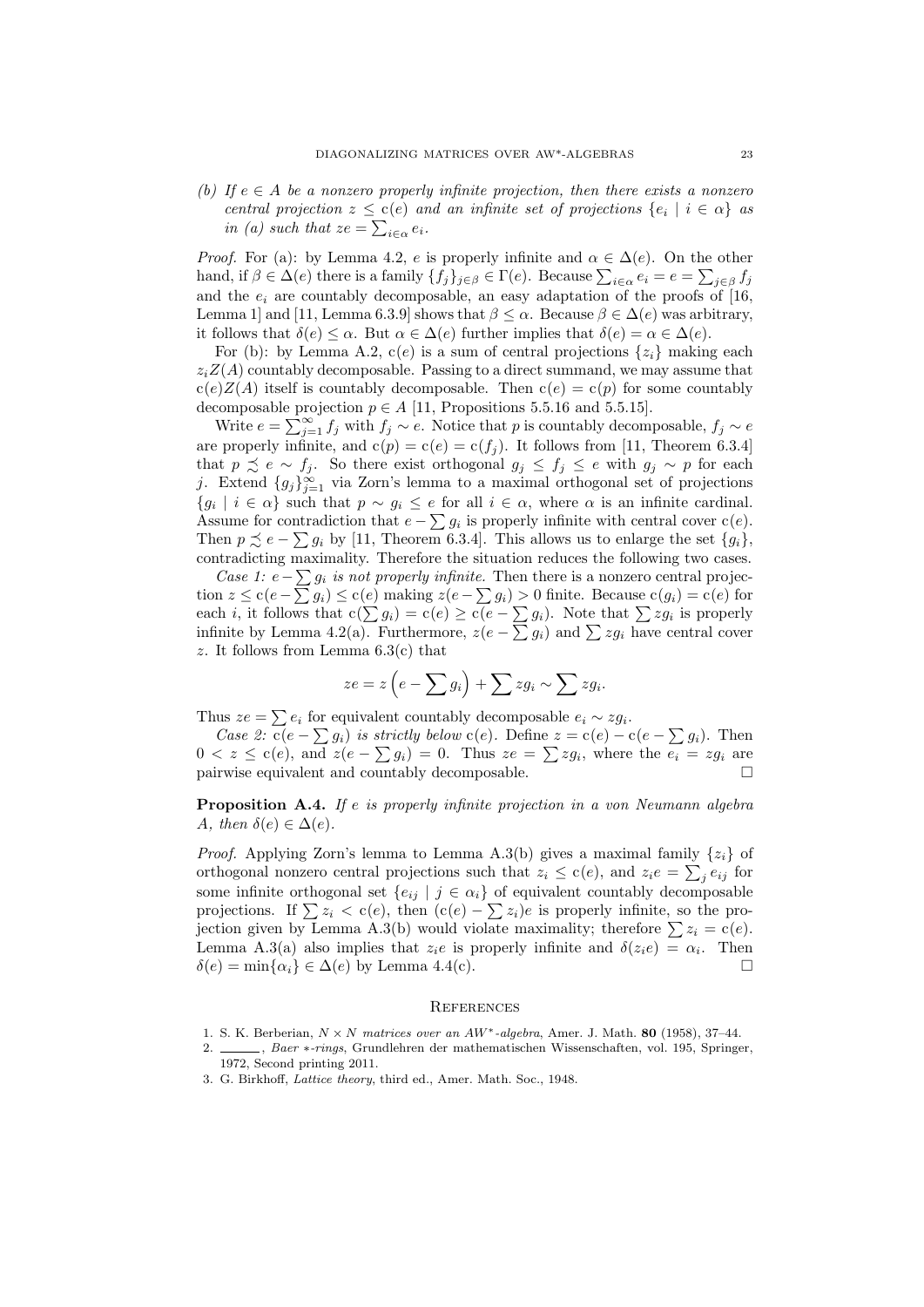*(b) If $e \in A$ be a nonzero properly infinite projection, then there exists a nonzero central projection $z \le \mathrm{c}(e)$ and an infinite set of projections $\{e_i \mid i \in \alpha\}$ as in (a) such that $ze = \sum_{i\in\alpha} e_i$.*

*Proof.* For (a): by Lemma 4.2, $e$ is properly infinite and $\alpha \in \Delta(e)$. On the other hand, if $\beta \in \Delta(e)$ there is a family $\{f_j\}_{j\in\beta} \in \Gamma(e)$. Because $\sum_{i\in\alpha} e_i = e = \sum_{j\in\beta} f_j$ and the $e_i$ are countably decomposable, an easy adaptation of the proofs of [16, Lemma 1] and [11, Lemma 6.3.9] shows that $\beta \le \alpha$. Because $\beta \in \Delta(e)$ was arbitrary, it follows that $\delta(e) \le \alpha$. But $\alpha \in \Delta(e)$ further implies that $\delta(e) = \alpha \in \Delta(e)$.

For (b): by Lemma A.2, $\mathrm{c}(e)$ is a sum of central projections $\{z_i\}$ making each $z_i Z(A)$ countably decomposable. Passing to a direct summand, we may assume that $\mathrm{c}(e)Z(A)$ itself is countably decomposable. Then $\mathrm{c}(e) = \mathrm{c}(p)$ for some countably decomposable projection $p \in A$ [11, Propositions 5.5.16 and 5.5.15].

Write $e = \sum_{j=1}^{\infty} f_j$ with $f_j \sim e$. Notice that $p$ is countably decomposable, $f_j \sim e$ are properly infinite, and $\mathrm{c}(p) = \mathrm{c}(e) = \mathrm{c}(f_j)$. It follows from [11, Theorem 6.3.4] that $p \precsim e \sim f_j$. So there exist orthogonal $g_j \le f_j \le e$ with $g_j \sim p$ for each $j$. Extend $\{g_j\}_{j=1}^{\infty}$ via Zorn's lemma to a maximal orthogonal set of projections $\{g_i \mid i \in \alpha\}$ such that $p \sim g_i \le e$ for all $i \in \alpha$, where $\alpha$ is an infinite cardinal. Assume for contradiction that $e - \sum g_i$ is properly infinite with central cover $\mathrm{c}(e)$. Then $p \precsim e - \sum g_i$ by [11, Theorem 6.3.4]. This allows us to enlarge the set $\{g_i\}$, contradicting maximality. Therefore the situation reduces the following two cases.

*Case 1: $e - \sum g_i$ is not properly infinite.* Then there is a nonzero central projection $z \le \mathrm{c}(e - \sum g_i) \le \mathrm{c}(e)$ making $z(e - \sum g_i) > 0$ finite. Because $\mathrm{c}(g_i) = \mathrm{c}(e)$ for each $i$, it follows that $\mathrm{c}(\sum g_i) = \mathrm{c}(e) \ge \mathrm{c}(e - \sum g_i)$. Note that $\sum zg_i$ is properly infinite by Lemma 4.2(a). Furthermore, $z(e - \sum g_i)$ and $\sum zg_i$ have central cover $z$. It follows from Lemma 6.3(c) that

$$ze = z\left(e - \sum g_i\right) + \sum zg_i \sim \sum zg_i.$$

Thus $ze = \sum e_i$ for equivalent countably decomposable $e_i \sim zg_i$.

*Case 2: $\mathrm{c}(e - \sum g_i)$ is strictly below $\mathrm{c}(e)$.* Define $z = \mathrm{c}(e) - \mathrm{c}(e - \sum g_i)$. Then $0 < z \le \mathrm{c}(e)$, and $z(e - \sum g_i) = 0$. Thus $ze = \sum zg_i$, where the $e_i = zg_i$ are pairwise equivalent and countably decomposable. □

**Proposition A.4.** *If $e$ is properly infinite projection in a von Neumann algebra $A$, then $\delta(e) \in \Delta(e)$.*

*Proof.* Applying Zorn's lemma to Lemma A.3(b) gives a maximal family $\{z_i\}$ of orthogonal nonzero central projections such that $z_i \le \mathrm{c}(e)$, and $z_i e = \sum_j e_{ij}$ for some infinite orthogonal set $\{e_{ij} \mid j \in \alpha_i\}$ of equivalent countably decomposable projections. If $\sum z_i < \mathrm{c}(e)$, then $(\mathrm{c}(e) - \sum z_i)e$ is properly infinite, so the projection given by Lemma A.3(b) would violate maximality; therefore $\sum z_i = \mathrm{c}(e)$. Lemma A.3(a) also implies that $z_i e$ is properly infinite and $\delta(z_i e) = \alpha_i$. Then $\delta(e) = \min\{\alpha_i\} \in \Delta(e)$ by Lemma 4.4(c). □

## References

1. S. K. Berberian, *$N \times N$ matrices over an AW\*-algebra*, Amer. J. Math. **80** (1958), 37–44.
2. ______, *Baer \*-rings*, Grundlehren der mathematischen Wissenschaften, vol. 195, Springer, 1972, Second printing 2011.
3. G. Birkhoff, *Lattice theory*, third ed., Amer. Math. Soc., 1948.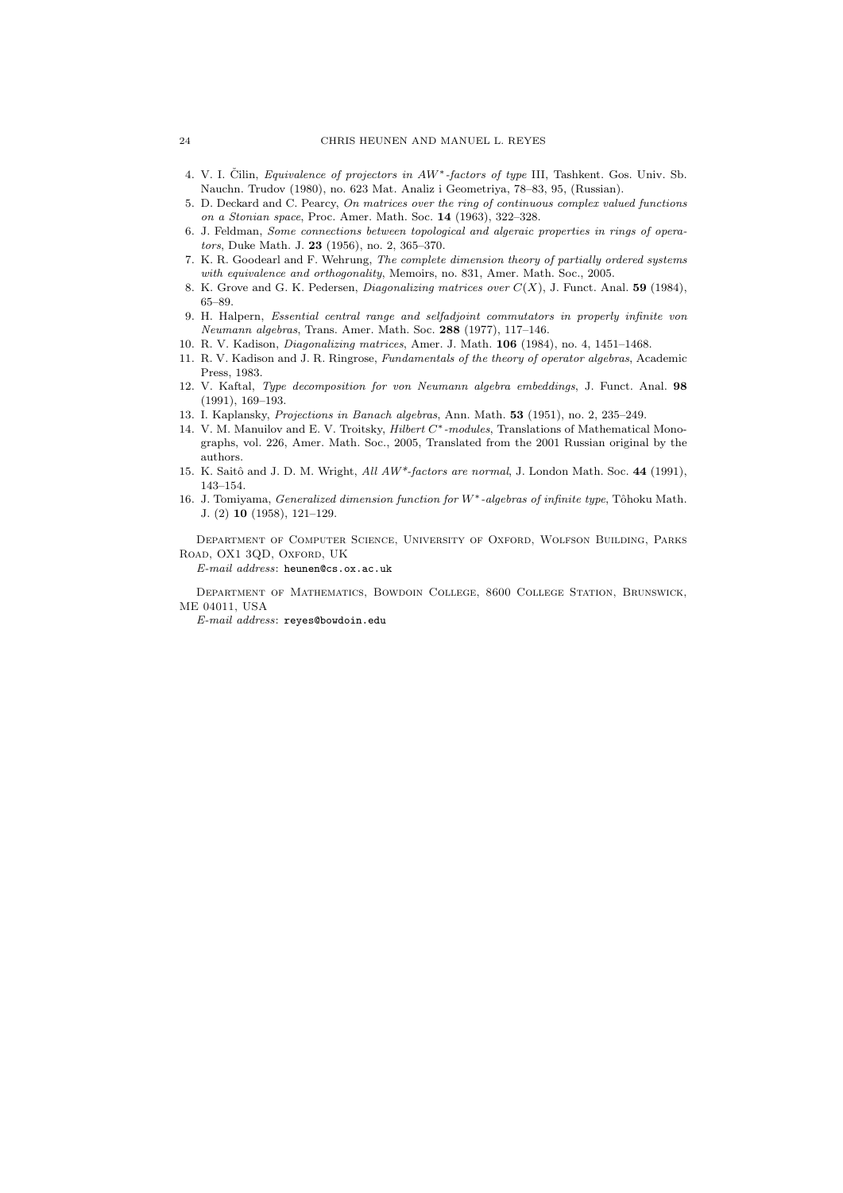4. V. I. Čilin, *Equivalence of projectors in AW*-factors of type* III, Tashkent. Gos. Univ. Sb. Nauchn. Trudov (1980), no. 623 Mat. Analiz i Geometriya, 78–83, 95, (Russian).
5. D. Deckard and C. Pearcy, *On matrices over the ring of continuous complex valued functions on a Stonian space*, Proc. Amer. Math. Soc. **14** (1963), 322–328.
6. J. Feldman, *Some connections between topological and algeraic properties in rings of operators*, Duke Math. J. **23** (1956), no. 2, 365–370.
7. K. R. Goodearl and F. Wehrung, *The complete dimension theory of partially ordered systems with equivalence and orthogonality*, Memoirs, no. 831, Amer. Math. Soc., 2005.
8. K. Grove and G. K. Pedersen, *Diagonalizing matrices over $C(X)$*, J. Funct. Anal. **59** (1984), 65–89.
9. H. Halpern, *Essential central range and selfadjoint commutators in properly infinite von Neumann algebras*, Trans. Amer. Math. Soc. **288** (1977), 117–146.
10. R. V. Kadison, *Diagonalizing matrices*, Amer. J. Math. **106** (1984), no. 4, 1451–1468.
11. R. V. Kadison and J. R. Ringrose, *Fundamentals of the theory of operator algebras*, Academic Press, 1983.
12. V. Kaftal, *Type decomposition for von Neumann algebra embeddings*, J. Funct. Anal. **98** (1991), 169–193.
13. I. Kaplansky, *Projections in Banach algebras*, Ann. Math. **53** (1951), no. 2, 235–249.
14. V. M. Manuilov and E. V. Troitsky, *Hilbert $C^*$-modules*, Translations of Mathematical Monographs, vol. 226, Amer. Math. Soc., 2005, Translated from the 2001 Russian original by the authors.
15. K. Saitô and J. D. M. Wright, *All AW*-factors are normal*, J. London Math. Soc. **44** (1991), 143–154.
16. J. Tomiyama, *Generalized dimension function for $W^*$-algebras of infinite type*, Tôhoku Math. J. (2) **10** (1958), 121–129.

Department of Computer Science, University of Oxford, Wolfson Building, Parks Road, OX1 3QD, Oxford, UK

*E-mail address*: heunen@cs.ox.ac.uk

Department of Mathematics, Bowdoin College, 8600 College Station, Brunswick, ME 04011, USA

*E-mail address*: reyes@bowdoin.edu